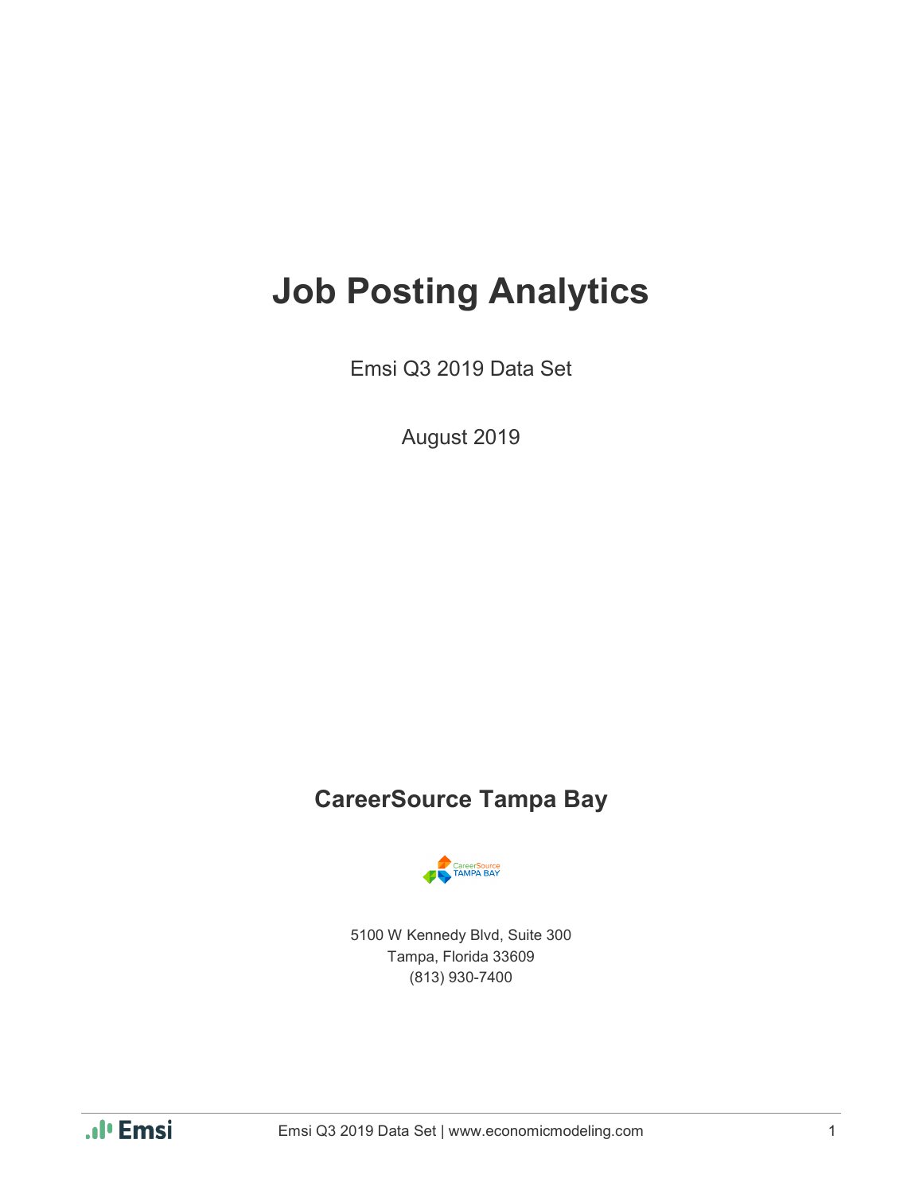# Job Posting Analytics

Emsi Q3 2019 Data Set

August 2019

## CareerSource Tampa Bay

5100 W Kennedy Blvd, Suite 300
Tampa, Florida 33609
(813) 930-7400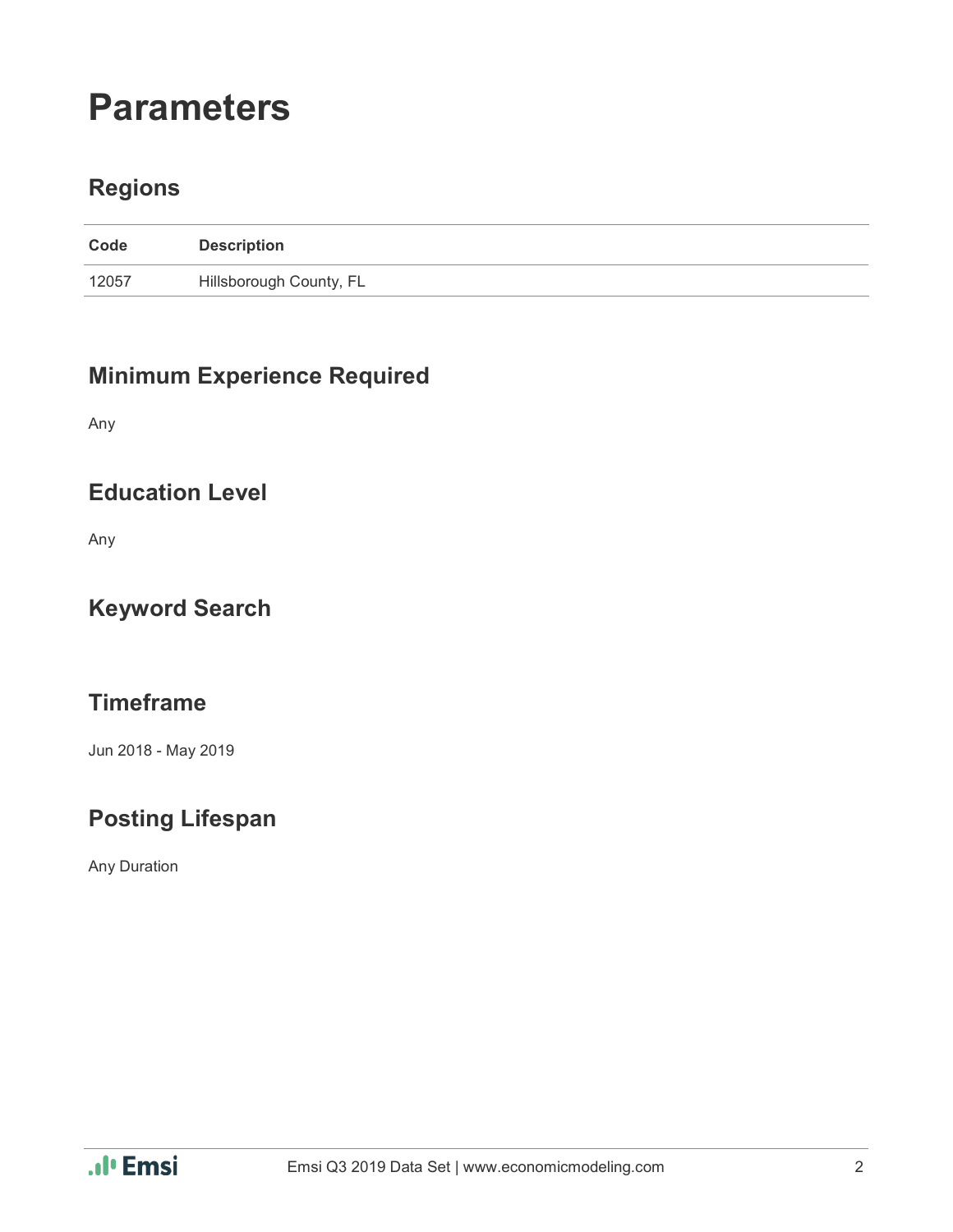# Parameters

## Regions

| Code | Description |
| --- | --- |
| 12057 | Hillsborough County, FL |

## Minimum Experience Required

Any

## Education Level

Any

## Keyword Search

## Timeframe

Jun 2018 - May 2019

## Posting Lifespan

Any Duration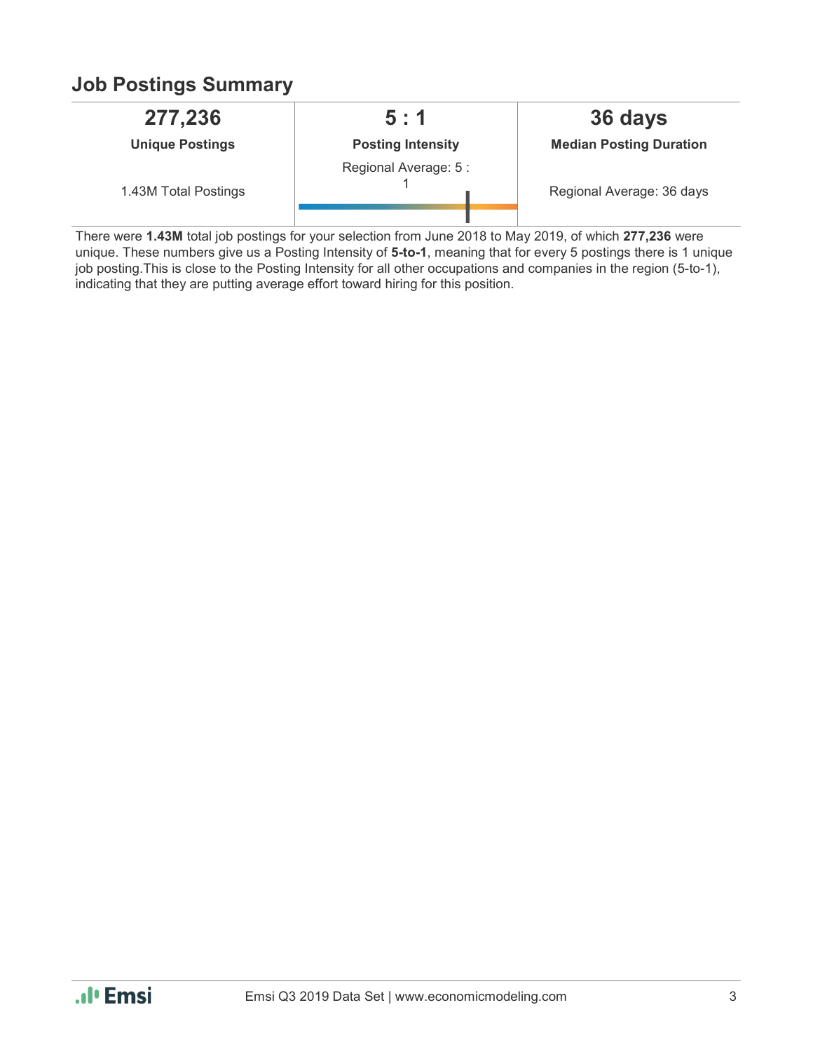## Job Postings Summary

| 277,236 | 5 : 1 | 36 days |
|---|---|---|
| **Unique Postings** | **Posting Intensity** | **Median Posting Duration** |
| 1.43M Total Postings | Regional Average: 5 : 1 | Regional Average: 36 days |

There were **1.43M** total job postings for your selection from June 2018 to May 2019, of which **277,236** were unique. These numbers give us a Posting Intensity of **5-to-1**, meaning that for every 5 postings there is 1 unique job posting.This is close to the Posting Intensity for all other occupations and companies in the region (5-to-1), indicating that they are putting average effort toward hiring for this position.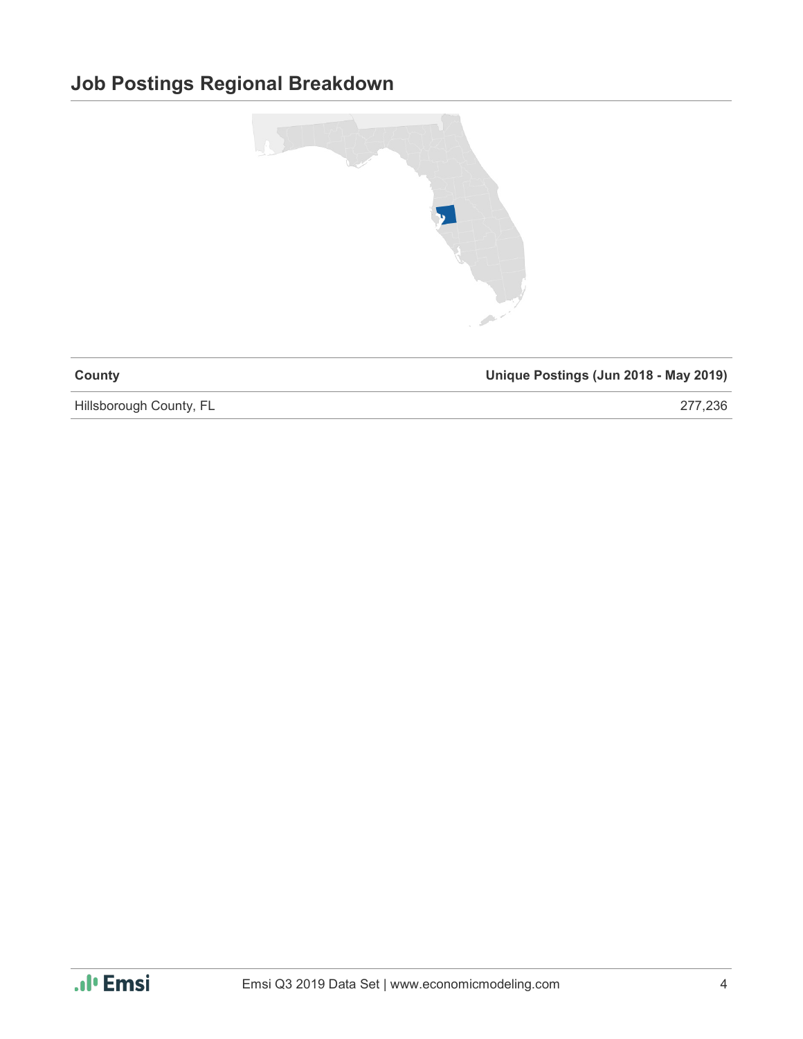## Job Postings Regional Breakdown

| County | Unique Postings (Jun 2018 - May 2019) |
| --- | --- |
| Hillsborough County, FL | 277,236 |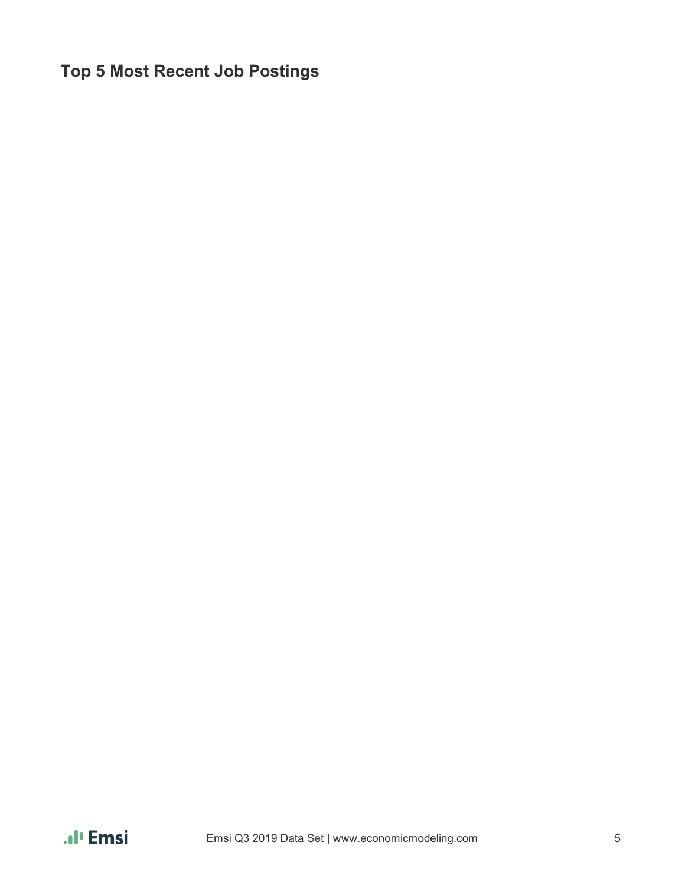## Top 5 Most Recent Job Postings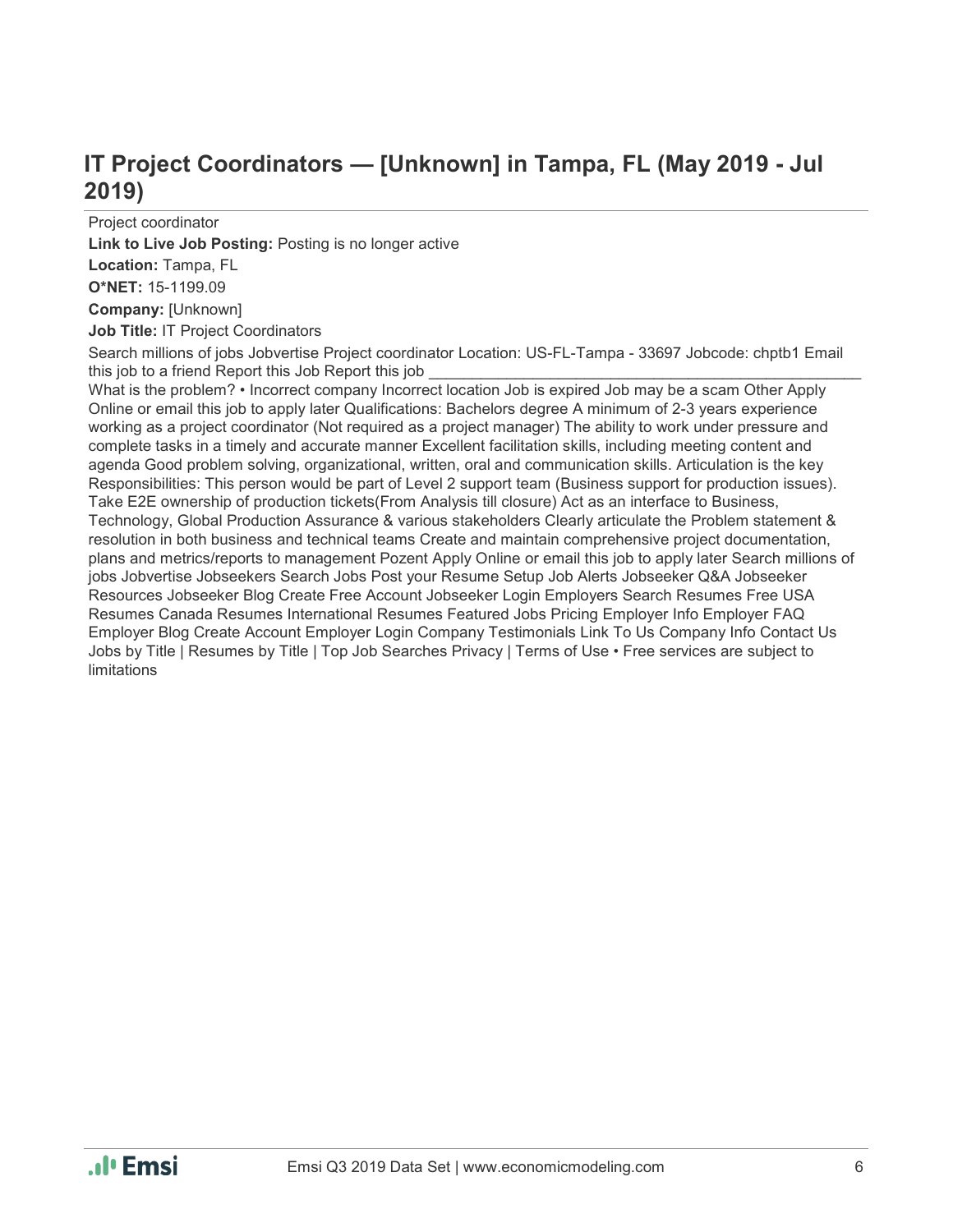## IT Project Coordinators — [Unknown] in Tampa, FL (May 2019 - Jul 2019)

Project coordinator

**Link to Live Job Posting:** Posting is no longer active

**Location:** Tampa, FL

**O*NET:** 15-1199.09

**Company:** [Unknown]

**Job Title:** IT Project Coordinators

Search millions of jobs Jobvertise Project coordinator Location: US-FL-Tampa - 33697 Jobcode: chptb1 Email this job to a friend Report this Job Report this job ________________________________________________ What is the problem? • Incorrect company Incorrect location Job is expired Job may be a scam Other Apply Online or email this job to apply later Qualifications: Bachelors degree A minimum of 2-3 years experience working as a project coordinator (Not required as a project manager) The ability to work under pressure and complete tasks in a timely and accurate manner Excellent facilitation skills, including meeting content and agenda Good problem solving, organizational, written, oral and communication skills. Articulation is the key Responsibilities: This person would be part of Level 2 support team (Business support for production issues). Take E2E ownership of production tickets(From Analysis till closure) Act as an interface to Business, Technology, Global Production Assurance & various stakeholders Clearly articulate the Problem statement & resolution in both business and technical teams Create and maintain comprehensive project documentation, plans and metrics/reports to management Pozent Apply Online or email this job to apply later Search millions of jobs Jobvertise Jobseekers Search Jobs Post your Resume Setup Job Alerts Jobseeker Q&A Jobseeker Resources Jobseeker Blog Create Free Account Jobseeker Login Employers Search Resumes Free USA Resumes Canada Resumes International Resumes Featured Jobs Pricing Employer Info Employer FAQ Employer Blog Create Account Employer Login Company Testimonials Link To Us Company Info Contact Us Jobs by Title | Resumes by Title | Top Job Searches Privacy | Terms of Use • Free services are subject to limitations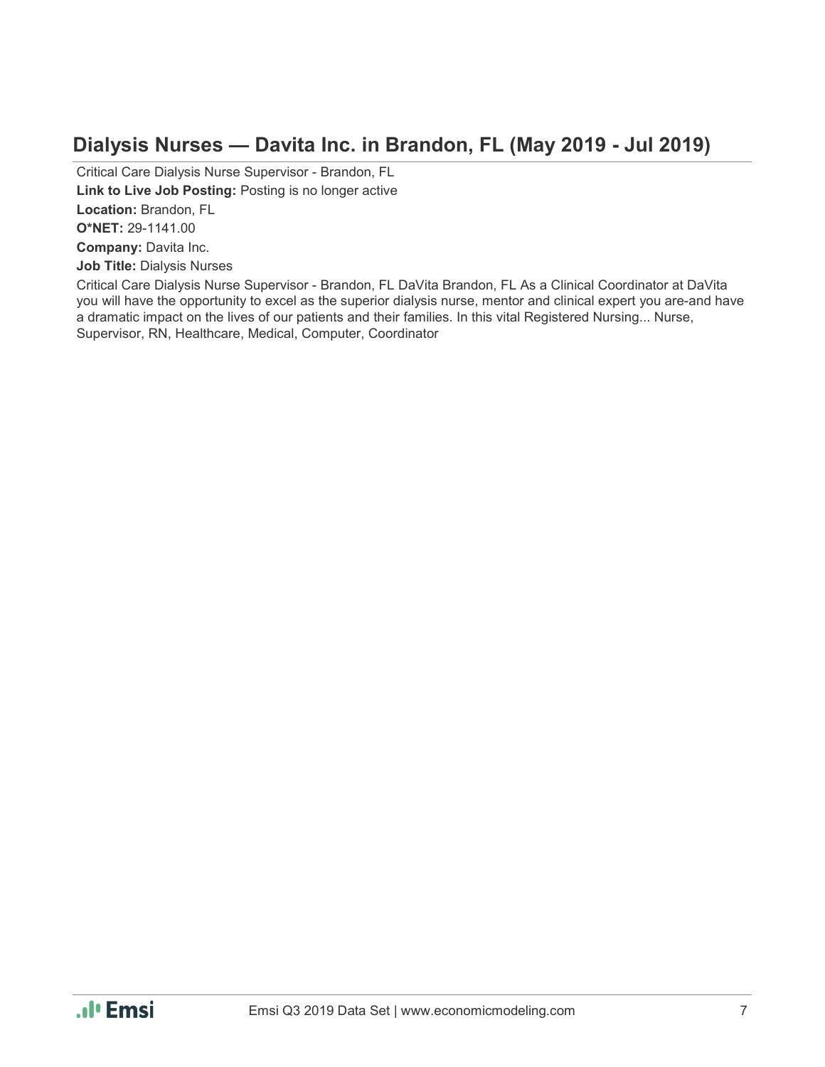## Dialysis Nurses — Davita Inc. in Brandon, FL (May 2019 - Jul 2019)

Critical Care Dialysis Nurse Supervisor - Brandon, FL

**Link to Live Job Posting:** Posting is no longer active

**Location:** Brandon, FL

**O*NET:** 29-1141.00

**Company:** Davita Inc.

**Job Title:** Dialysis Nurses

Critical Care Dialysis Nurse Supervisor - Brandon, FL DaVita Brandon, FL As a Clinical Coordinator at DaVita you will have the opportunity to excel as the superior dialysis nurse, mentor and clinical expert you are-and have a dramatic impact on the lives of our patients and their families. In this vital Registered Nursing... Nurse, Supervisor, RN, Healthcare, Medical, Computer, Coordinator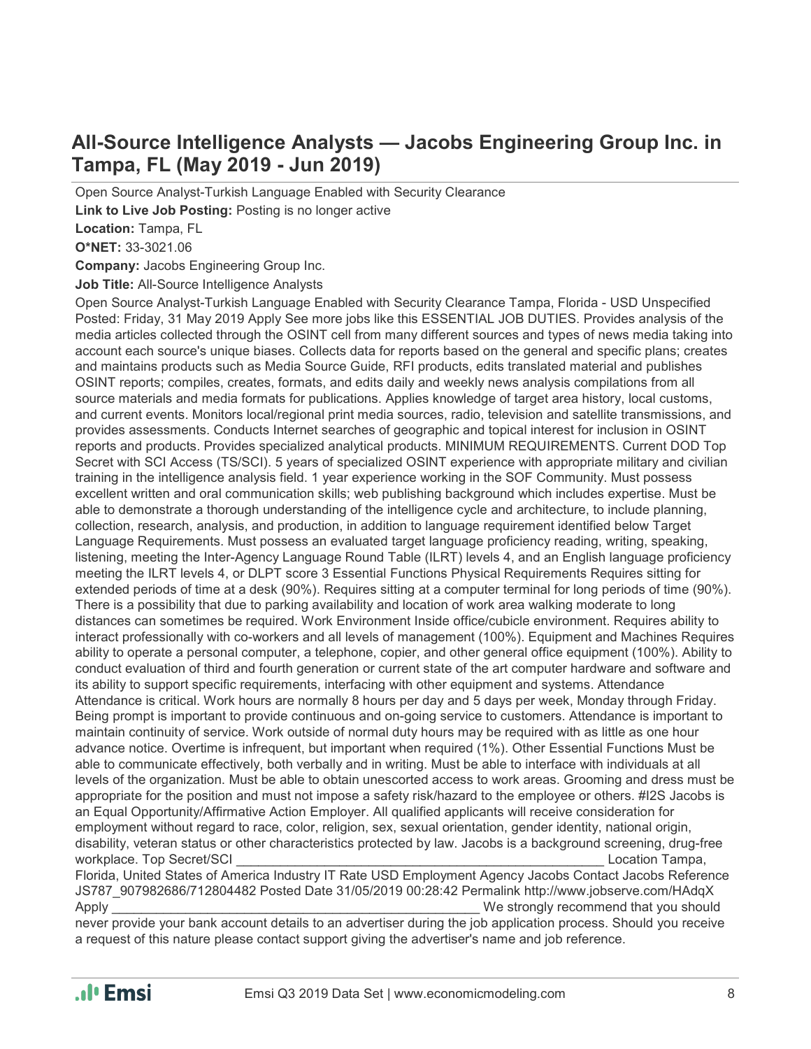## All-Source Intelligence Analysts — Jacobs Engineering Group Inc. in Tampa, FL (May 2019 - Jun 2019)

Open Source Analyst-Turkish Language Enabled with Security Clearance

**Link to Live Job Posting:** Posting is no longer active

**Location:** Tampa, FL

**O*NET:** 33-3021.06

**Company:** Jacobs Engineering Group Inc.

**Job Title:** All-Source Intelligence Analysts

Open Source Analyst-Turkish Language Enabled with Security Clearance Tampa, Florida - USD Unspecified Posted: Friday, 31 May 2019 Apply See more jobs like this ESSENTIAL JOB DUTIES. Provides analysis of the media articles collected through the OSINT cell from many different sources and types of news media taking into account each source's unique biases. Collects data for reports based on the general and specific plans; creates and maintains products such as Media Source Guide, RFI products, edits translated material and publishes OSINT reports; compiles, creates, formats, and edits daily and weekly news analysis compilations from all source materials and media formats for publications. Applies knowledge of target area history, local customs, and current events. Monitors local/regional print media sources, radio, television and satellite transmissions, and provides assessments. Conducts Internet searches of geographic and topical interest for inclusion in OSINT reports and products. Provides specialized analytical products. MINIMUM REQUIREMENTS. Current DOD Top Secret with SCI Access (TS/SCI). 5 years of specialized OSINT experience with appropriate military and civilian training in the intelligence analysis field. 1 year experience working in the SOF Community. Must possess excellent written and oral communication skills; web publishing background which includes expertise. Must be able to demonstrate a thorough understanding of the intelligence cycle and architecture, to include planning, collection, research, analysis, and production, in addition to language requirement identified below Target Language Requirements. Must possess an evaluated target language proficiency reading, writing, speaking, listening, meeting the Inter-Agency Language Round Table (ILRT) levels 4, and an English language proficiency meeting the ILRT levels 4, or DLPT score 3 Essential Functions Physical Requirements Requires sitting for extended periods of time at a desk (90%). Requires sitting at a computer terminal for long periods of time (90%). There is a possibility that due to parking availability and location of work area walking moderate to long distances can sometimes be required. Work Environment Inside office/cubicle environment. Requires ability to interact professionally with co-workers and all levels of management (100%). Equipment and Machines Requires ability to operate a personal computer, a telephone, copier, and other general office equipment (100%). Ability to conduct evaluation of third and fourth generation or current state of the art computer hardware and software and its ability to support specific requirements, interfacing with other equipment and systems. Attendance Attendance is critical. Work hours are normally 8 hours per day and 5 days per week, Monday through Friday. Being prompt is important to provide continuous and on-going service to customers. Attendance is important to maintain continuity of service. Work outside of normal duty hours may be required with as little as one hour advance notice. Overtime is infrequent, but important when required (1%). Other Essential Functions Must be able to communicate effectively, both verbally and in writing. Must be able to interface with individuals at all levels of the organization. Must be able to obtain unescorted access to work areas. Grooming and dress must be appropriate for the position and must not impose a safety risk/hazard to the employee or others. #I2S Jacobs is an Equal Opportunity/Affirmative Action Employer. All qualified applicants will receive consideration for employment without regard to race, color, religion, sex, sexual orientation, gender identity, national origin, disability, veteran status or other characteristics protected by law. Jacobs is a background screening, drug-free workplace. Top Secret/SCI ____________________________________________________ Location Tampa, Florida, United States of America Industry IT Rate USD Employment Agency Jacobs Contact Jacobs Reference JS787_907982686/712804482 Posted Date 31/05/2019 00:28:42 Permalink http://www.jobserve.com/HAdqX Apply ____________________________________________________ We strongly recommend that you should never provide your bank account details to an advertiser during the job application process. Should you receive a request of this nature please contact support giving the advertiser's name and job reference.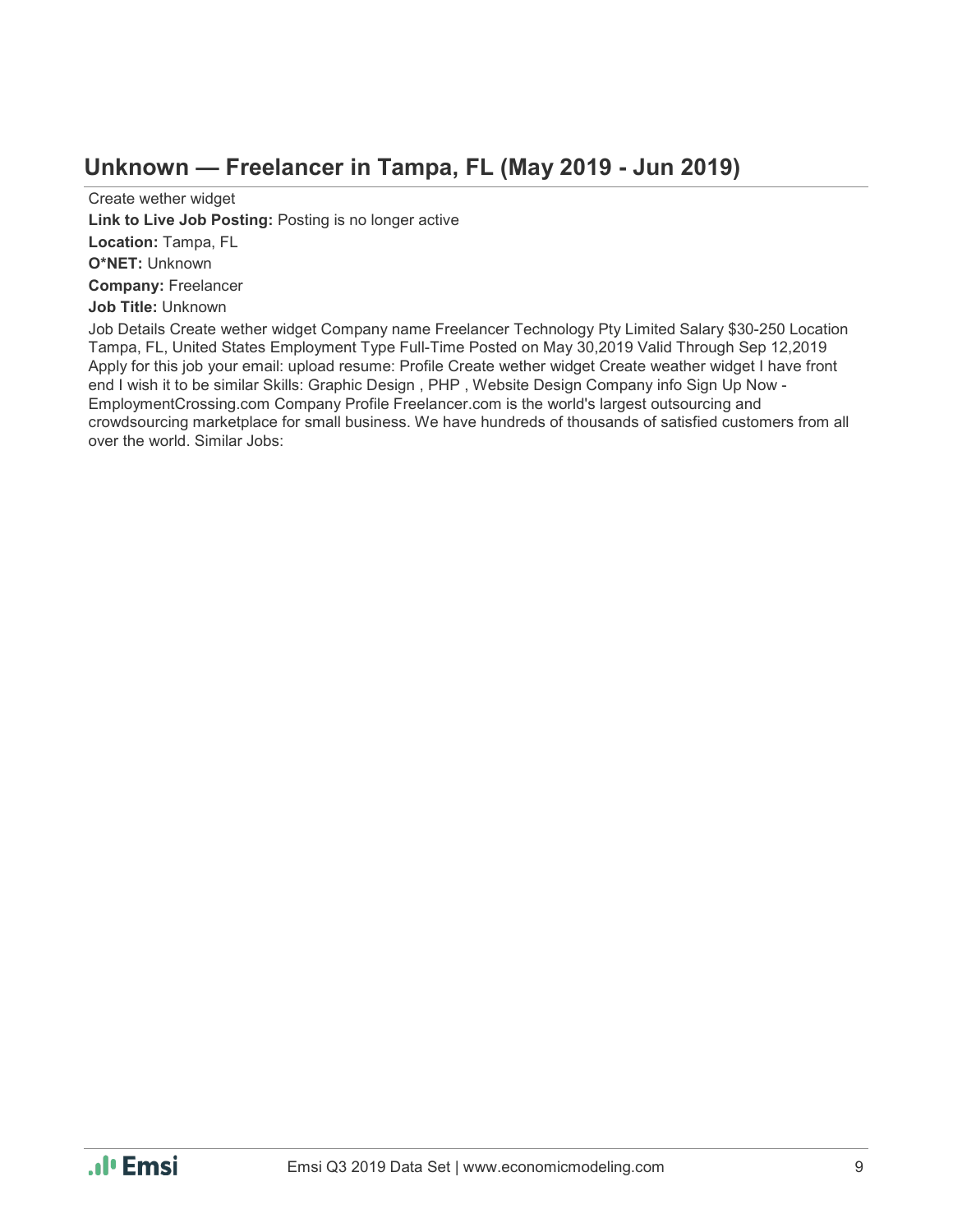## Unknown — Freelancer in Tampa, FL (May 2019 - Jun 2019)

Create wether widget

**Link to Live Job Posting:** Posting is no longer active

**Location:** Tampa, FL

**O*NET:** Unknown

**Company:** Freelancer

**Job Title:** Unknown

Job Details Create wether widget Company name Freelancer Technology Pty Limited Salary $30-250 Location Tampa, FL, United States Employment Type Full-Time Posted on May 30,2019 Valid Through Sep 12,2019 Apply for this job your email: upload resume: Profile Create wether widget Create weather widget I have front end I wish it to be similar Skills: Graphic Design , PHP , Website Design Company info Sign Up Now - EmploymentCrossing.com Company Profile Freelancer.com is the world's largest outsourcing and crowdsourcing marketplace for small business. We have hundreds of thousands of satisfied customers from all over the world. Similar Jobs: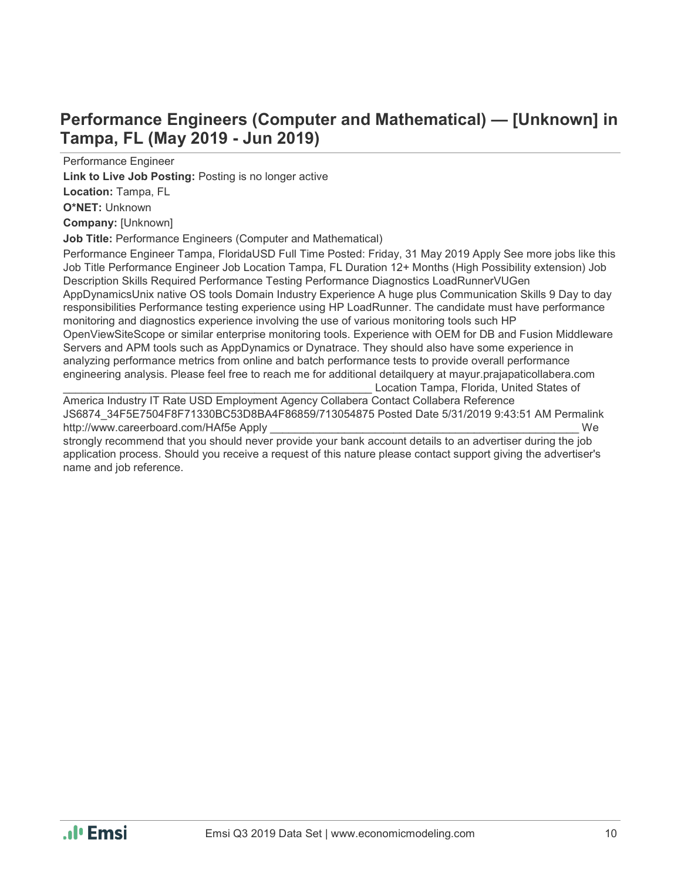## Performance Engineers (Computer and Mathematical) — [Unknown] in Tampa, FL (May 2019 - Jun 2019)

Performance Engineer

**Link to Live Job Posting:** Posting is no longer active

**Location:** Tampa, FL

**O*NET:** Unknown

**Company:** [Unknown]

**Job Title:** Performance Engineers (Computer and Mathematical)

Performance Engineer Tampa, FloridaUSD Full Time Posted: Friday, 31 May 2019 Apply See more jobs like this Job Title Performance Engineer Job Location Tampa, FL Duration 12+ Months (High Possibility extension) Job Description Skills Required Performance Testing Performance Diagnostics LoadRunnerVUGen AppDynamicsUnix native OS tools Domain Industry Experience A huge plus Communication Skills 9 Day to day responsibilities Performance testing experience using HP LoadRunner. The candidate must have performance monitoring and diagnostics experience involving the use of various monitoring tools such HP OpenViewSiteScope or similar enterprise monitoring tools. Experience with OEM for DB and Fusion Middleware Servers and APM tools such as AppDynamics or Dynatrace. They should also have some experience in analyzing performance metrics from online and batch performance tests to provide overall performance engineering analysis. Please feel free to reach me for additional detailquery at mayur.prajapaticollabera.com ___________________________________________________ Location Tampa, Florida, United States of America Industry IT Rate USD Employment Agency Collabera Contact Collabera Reference JS6874_34F5E7504F8F71330BC53D8BA4F86859/713054875 Posted Date 5/31/2019 9:43:51 AM Permalink http://www.careerboard.com/HAf5e Apply ___________________________________________________ We strongly recommend that you should never provide your bank account details to an advertiser during the job application process. Should you receive a request of this nature please contact support giving the advertiser's name and job reference.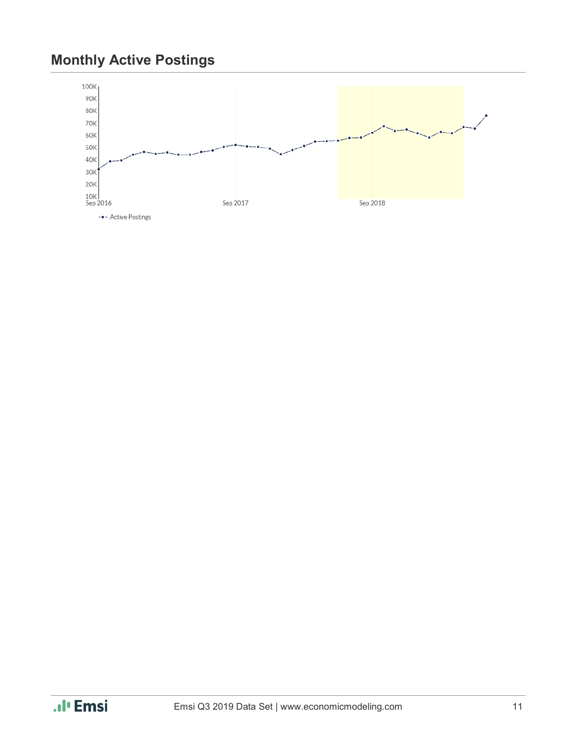## Monthly Active Postings

100K
90K
80K
70K
60K
50K
40K
30K
20K
10K

Sep 2016 Sep 2017 Sep 2018

-•- Active Postings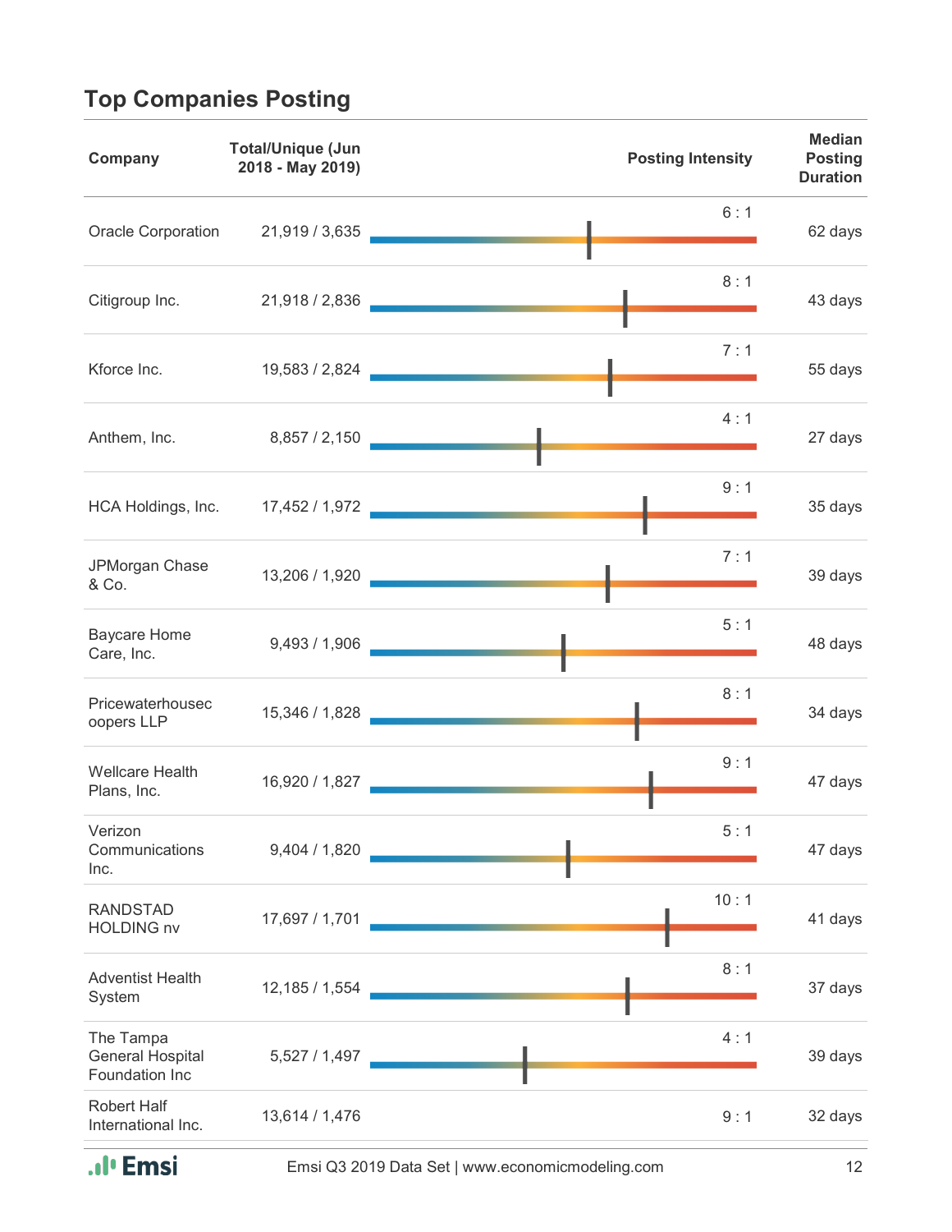## Top Companies Posting

| Company | Total/Unique (Jun 2018 - May 2019) | Posting Intensity | Median Posting Duration |
|---|---|---|---|
| Oracle Corporation | 21,919 / 3,635 | 6 : 1 | 62 days |
| Citigroup Inc. | 21,918 / 2,836 | 8 : 1 | 43 days |
| Kforce Inc. | 19,583 / 2,824 | 7 : 1 | 55 days |
| Anthem, Inc. | 8,857 / 2,150 | 4 : 1 | 27 days |
| HCA Holdings, Inc. | 17,452 / 1,972 | 9 : 1 | 35 days |
| JPMorgan Chase & Co. | 13,206 / 1,920 | 7 : 1 | 39 days |
| Baycare Home Care, Inc. | 9,493 / 1,906 | 5 : 1 | 48 days |
| Pricewaterhousecoopers LLP | 15,346 / 1,828 | 8 : 1 | 34 days |
| Wellcare Health Plans, Inc. | 16,920 / 1,827 | 9 : 1 | 47 days |
| Verizon Communications Inc. | 9,404 / 1,820 | 5 : 1 | 47 days |
| RANDSTAD HOLDING nv | 17,697 / 1,701 | 10 : 1 | 41 days |
| Adventist Health System | 12,185 / 1,554 | 8 : 1 | 37 days |
| The Tampa General Hospital Foundation Inc | 5,527 / 1,497 | 4 : 1 | 39 days |
| Robert Half International Inc. | 13,614 / 1,476 | 9 : 1 | 32 days |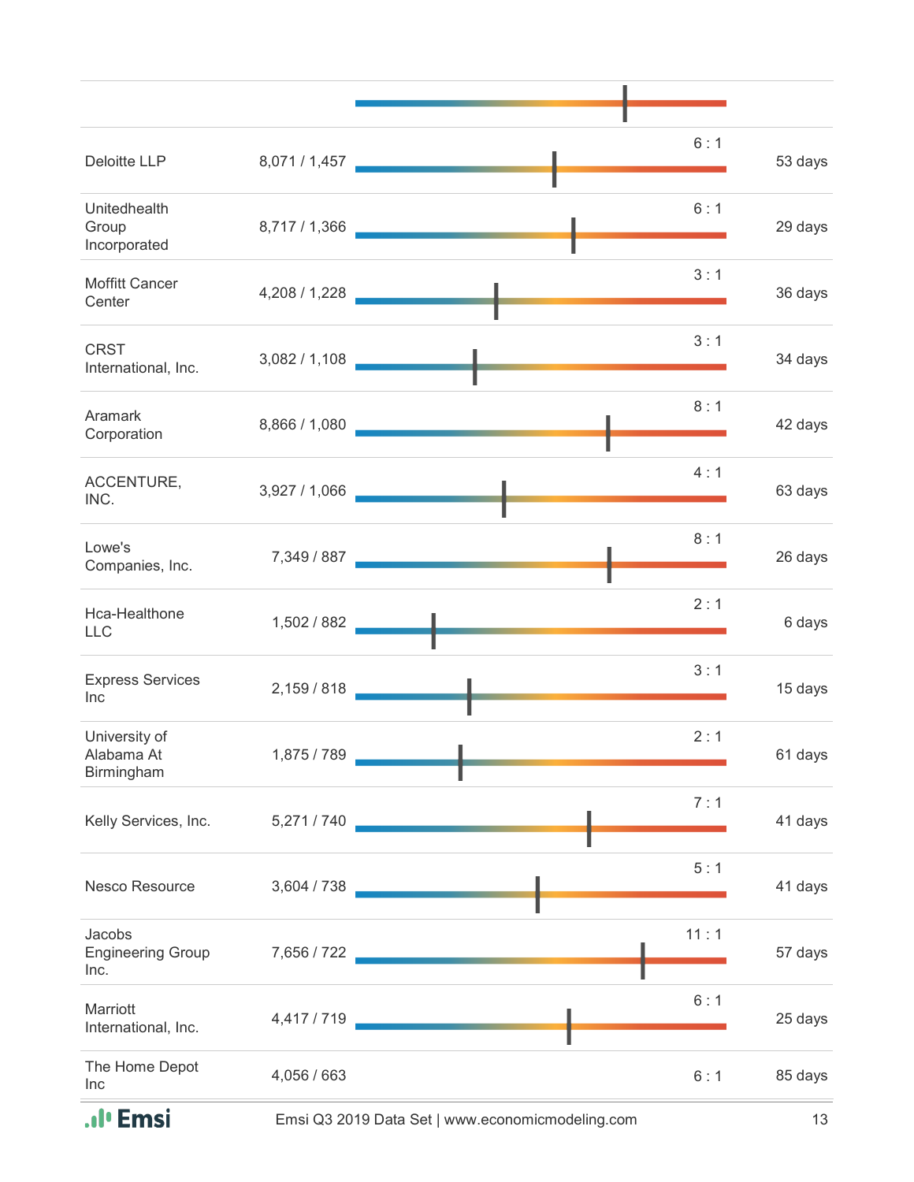| | | | |
|---|---|---|---|
| Deloitte LLP | 8,071 / 1,457 | 6 : 1 | 53 days |
| Unitedhealth Group Incorporated | 8,717 / 1,366 | 6 : 1 | 29 days |
| Moffitt Cancer Center | 4,208 / 1,228 | 3 : 1 | 36 days |
| CRST International, Inc. | 3,082 / 1,108 | 3 : 1 | 34 days |
| Aramark Corporation | 8,866 / 1,080 | 8 : 1 | 42 days |
| ACCENTURE, INC. | 3,927 / 1,066 | 4 : 1 | 63 days |
| Lowe's Companies, Inc. | 7,349 / 887 | 8 : 1 | 26 days |
| Hca-Healthone LLC | 1,502 / 882 | 2 : 1 | 6 days |
| Express Services Inc | 2,159 / 818 | 3 : 1 | 15 days |
| University of Alabama At Birmingham | 1,875 / 789 | 2 : 1 | 61 days |
| Kelly Services, Inc. | 5,271 / 740 | 7 : 1 | 41 days |
| Nesco Resource | 3,604 / 738 | 5 : 1 | 41 days |
| Jacobs Engineering Group Inc. | 7,656 / 722 | 11 : 1 | 57 days |
| Marriott International, Inc. | 4,417 / 719 | 6 : 1 | 25 days |
| The Home Depot Inc | 4,056 / 663 | 6 : 1 | 85 days |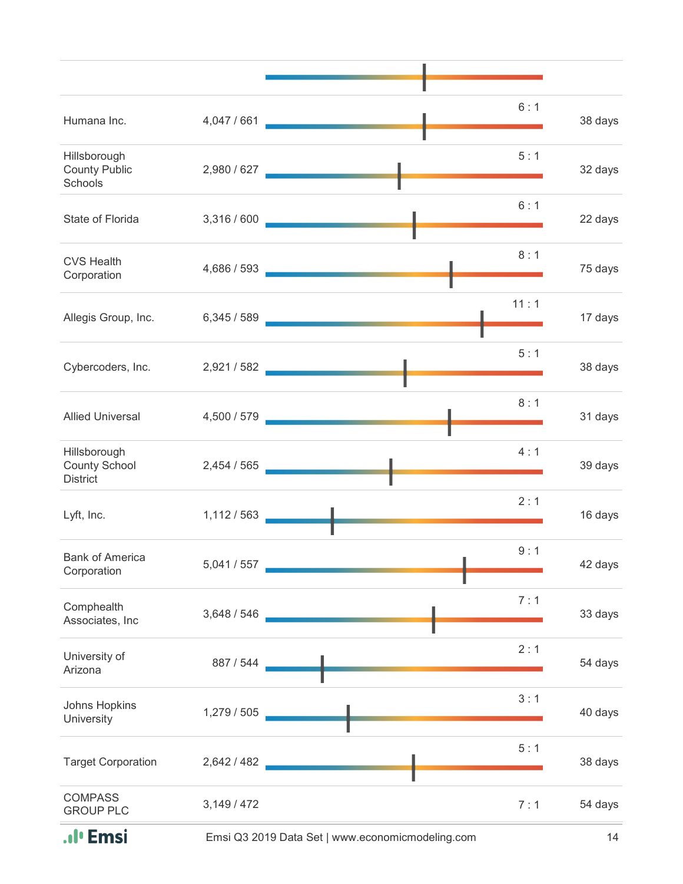| Company | Total/Unique Postings | Posting Intensity | Median Posting Duration |
|---|---|---|---|
| Humana Inc. | 4,047 / 661 | 6 : 1 | 38 days |
| Hillsborough County Public Schools | 2,980 / 627 | 5 : 1 | 32 days |
| State of Florida | 3,316 / 600 | 6 : 1 | 22 days |
| CVS Health Corporation | 4,686 / 593 | 8 : 1 | 75 days |
| Allegis Group, Inc. | 6,345 / 589 | 11 : 1 | 17 days |
| Cybercoders, Inc. | 2,921 / 582 | 5 : 1 | 38 days |
| Allied Universal | 4,500 / 579 | 8 : 1 | 31 days |
| Hillsborough County School District | 2,454 / 565 | 4 : 1 | 39 days |
| Lyft, Inc. | 1,112 / 563 | 2 : 1 | 16 days |
| Bank of America Corporation | 5,041 / 557 | 9 : 1 | 42 days |
| Comphealth Associates, Inc | 3,648 / 546 | 7 : 1 | 33 days |
| University of Arizona | 887 / 544 | 2 : 1 | 54 days |
| Johns Hopkins University | 1,279 / 505 | 3 : 1 | 40 days |
| Target Corporation | 2,642 / 482 | 5 : 1 | 38 days |
| COMPASS GROUP PLC | 3,149 / 472 | 7 : 1 | 54 days |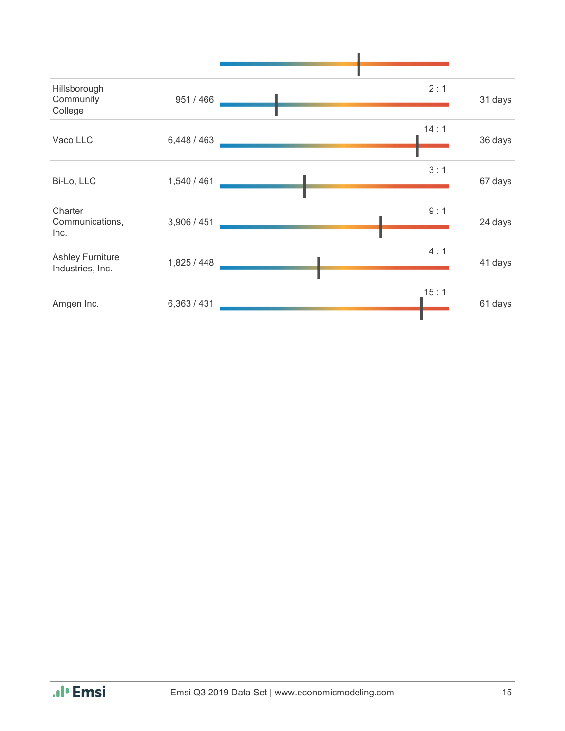| | | | |
|---|---|---|---|
| Hillsborough Community College | 951 / 466 | 2 : 1 | 31 days |
| Vaco LLC | 6,448 / 463 | 14 : 1 | 36 days |
| Bi-Lo, LLC | 1,540 / 461 | 3 : 1 | 67 days |
| Charter Communications, Inc. | 3,906 / 451 | 9 : 1 | 24 days |
| Ashley Furniture Industries, Inc. | 1,825 / 448 | 4 : 1 | 41 days |
| Amgen Inc. | 6,363 / 431 | 15 : 1 | 61 days |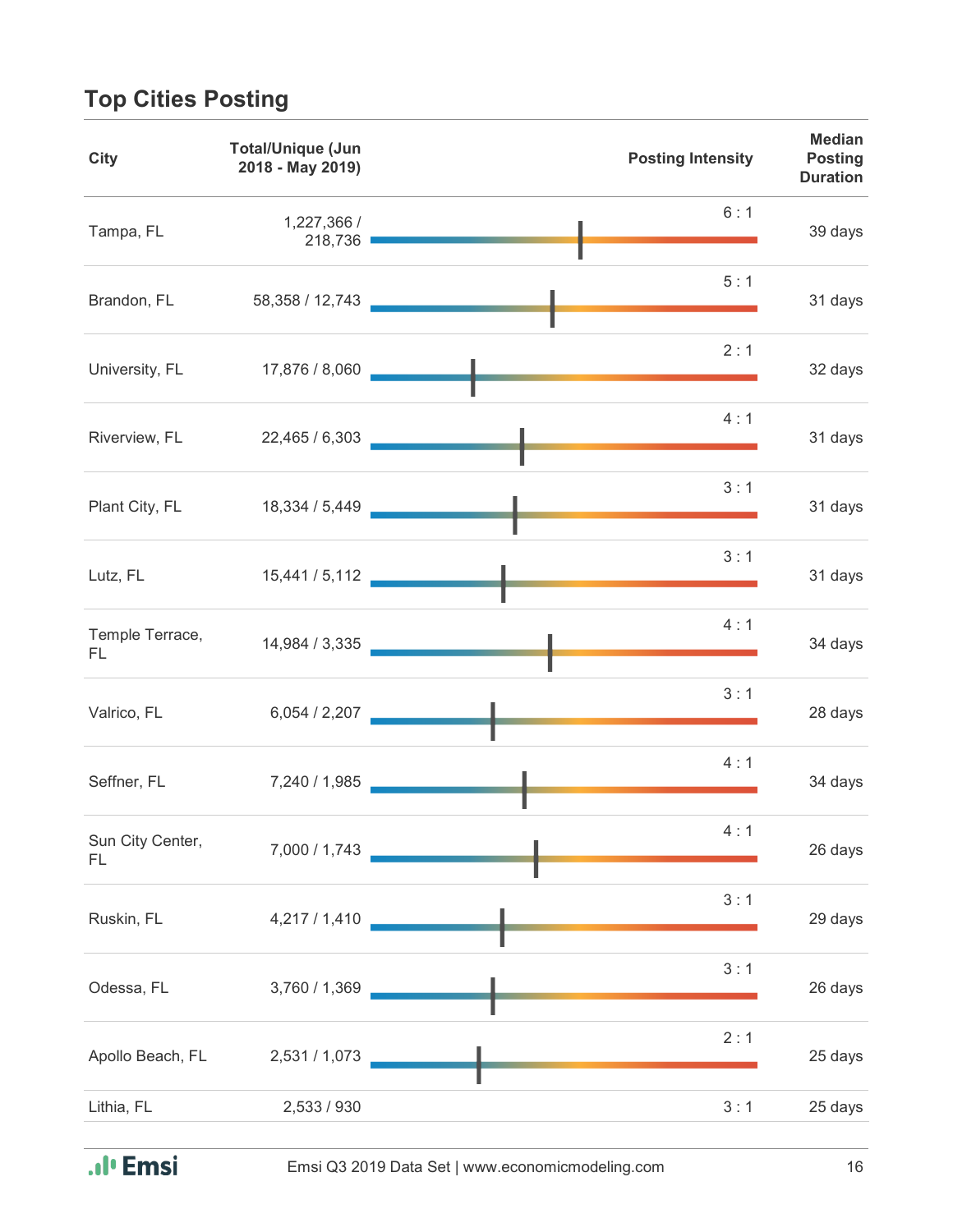## Top Cities Posting

| City | Total/Unique (Jun 2018 - May 2019) | Posting Intensity | Median Posting Duration |
|---|---|---|---|
| Tampa, FL | 1,227,366 / 218,736 | 6 : 1 | 39 days |
| Brandon, FL | 58,358 / 12,743 | 5 : 1 | 31 days |
| University, FL | 17,876 / 8,060 | 2 : 1 | 32 days |
| Riverview, FL | 22,465 / 6,303 | 4 : 1 | 31 days |
| Plant City, FL | 18,334 / 5,449 | 3 : 1 | 31 days |
| Lutz, FL | 15,441 / 5,112 | 3 : 1 | 31 days |
| Temple Terrace, FL | 14,984 / 3,335 | 4 : 1 | 34 days |
| Valrico, FL | 6,054 / 2,207 | 3 : 1 | 28 days |
| Seffner, FL | 7,240 / 1,985 | 4 : 1 | 34 days |
| Sun City Center, FL | 7,000 / 1,743 | 4 : 1 | 26 days |
| Ruskin, FL | 4,217 / 1,410 | 3 : 1 | 29 days |
| Odessa, FL | 3,760 / 1,369 | 3 : 1 | 26 days |
| Apollo Beach, FL | 2,531 / 1,073 | 2 : 1 | 25 days |
| Lithia, FL | 2,533 / 930 | 3 : 1 | 25 days |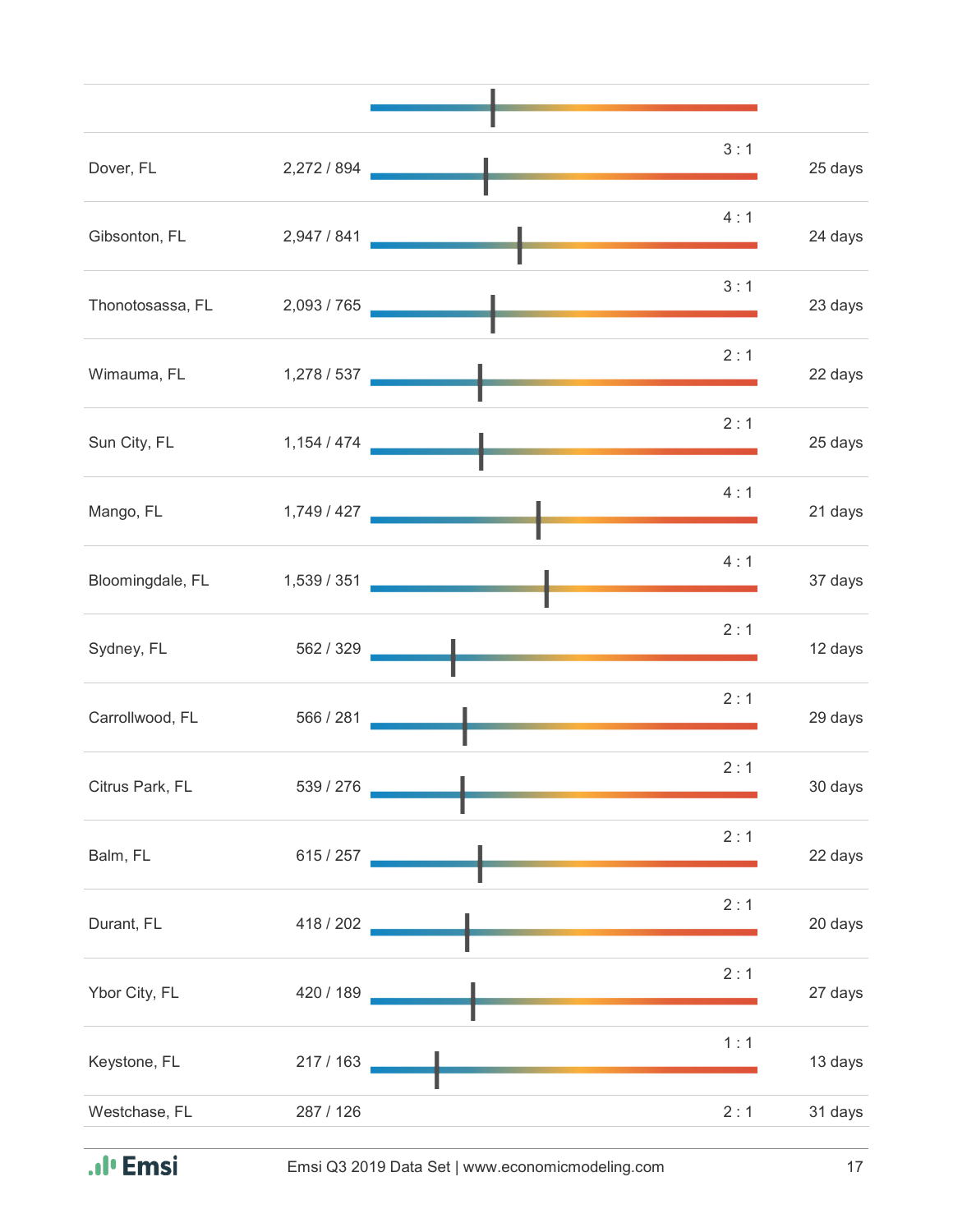| Location | Jobs / Postings | Ratio | Duration |
|---|---|---|---|
| Dover, FL | 2,272 / 894 | 3 : 1 | 25 days |
| Gibsonton, FL | 2,947 / 841 | 4 : 1 | 24 days |
| Thonotosassa, FL | 2,093 / 765 | 3 : 1 | 23 days |
| Wimauma, FL | 1,278 / 537 | 2 : 1 | 22 days |
| Sun City, FL | 1,154 / 474 | 2 : 1 | 25 days |
| Mango, FL | 1,749 / 427 | 4 : 1 | 21 days |
| Bloomingdale, FL | 1,539 / 351 | 4 : 1 | 37 days |
| Sydney, FL | 562 / 329 | 2 : 1 | 12 days |
| Carrollwood, FL | 566 / 281 | 2 : 1 | 29 days |
| Citrus Park, FL | 539 / 276 | 2 : 1 | 30 days |
| Balm, FL | 615 / 257 | 2 : 1 | 22 days |
| Durant, FL | 418 / 202 | 2 : 1 | 20 days |
| Ybor City, FL | 420 / 189 | 2 : 1 | 27 days |
| Keystone, FL | 217 / 163 | 1 : 1 | 13 days |
| Westchase, FL | 287 / 126 | 2 : 1 | 31 days |

Emsi Q3 2019 Data Set | www.economicmodeling.com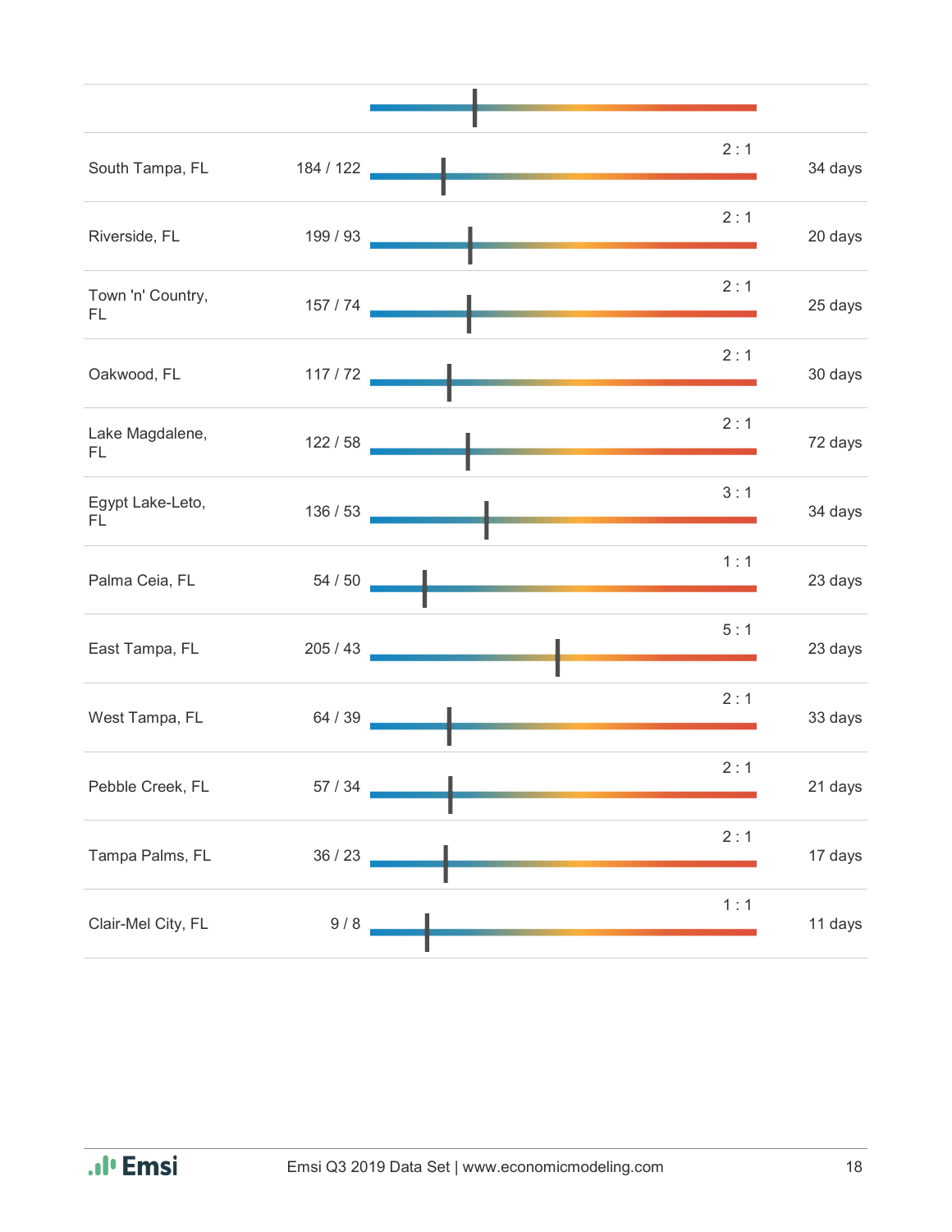| | | | | |
|---|---|---|---|---|
| South Tampa, FL | 184 / 122 | 2 : 1 | 34 days |
| Riverside, FL | 199 / 93 | 2 : 1 | 20 days |
| Town 'n' Country, FL | 157 / 74 | 2 : 1 | 25 days |
| Oakwood, FL | 117 / 72 | 2 : 1 | 30 days |
| Lake Magdalene, FL | 122 / 58 | 2 : 1 | 72 days |
| Egypt Lake-Leto, FL | 136 / 53 | 3 : 1 | 34 days |
| Palma Ceia, FL | 54 / 50 | 1 : 1 | 23 days |
| East Tampa, FL | 205 / 43 | 5 : 1 | 23 days |
| West Tampa, FL | 64 / 39 | 2 : 1 | 33 days |
| Pebble Creek, FL | 57 / 34 | 2 : 1 | 21 days |
| Tampa Palms, FL | 36 / 23 | 2 : 1 | 17 days |
| Clair-Mel City, FL | 9 / 8 | 1 : 1 | 11 days |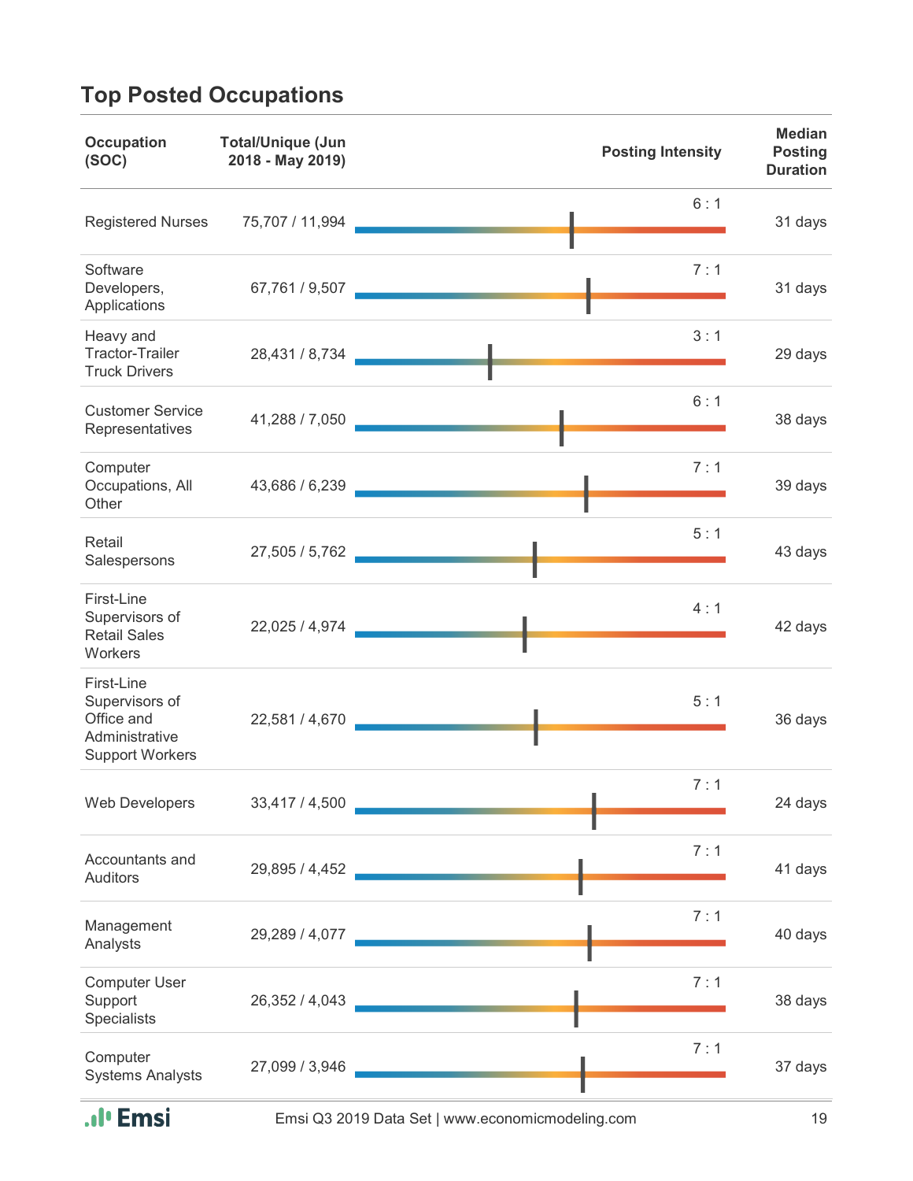## Top Posted Occupations

| Occupation (SOC) | Total/Unique (Jun 2018 - May 2019) | Posting Intensity | Median Posting Duration |
|---|---|---|---|
| Registered Nurses | 75,707 / 11,994 | 6 : 1 | 31 days |
| Software Developers, Applications | 67,761 / 9,507 | 7 : 1 | 31 days |
| Heavy and Tractor-Trailer Truck Drivers | 28,431 / 8,734 | 3 : 1 | 29 days |
| Customer Service Representatives | 41,288 / 7,050 | 6 : 1 | 38 days |
| Computer Occupations, All Other | 43,686 / 6,239 | 7 : 1 | 39 days |
| Retail Salespersons | 27,505 / 5,762 | 5 : 1 | 43 days |
| First-Line Supervisors of Retail Sales Workers | 22,025 / 4,974 | 4 : 1 | 42 days |
| First-Line Supervisors of Office and Administrative Support Workers | 22,581 / 4,670 | 5 : 1 | 36 days |
| Web Developers | 33,417 / 4,500 | 7 : 1 | 24 days |
| Accountants and Auditors | 29,895 / 4,452 | 7 : 1 | 41 days |
| Management Analysts | 29,289 / 4,077 | 7 : 1 | 40 days |
| Computer User Support Specialists | 26,352 / 4,043 | 7 : 1 | 38 days |
| Computer Systems Analysts | 27,099 / 3,946 | 7 : 1 | 37 days |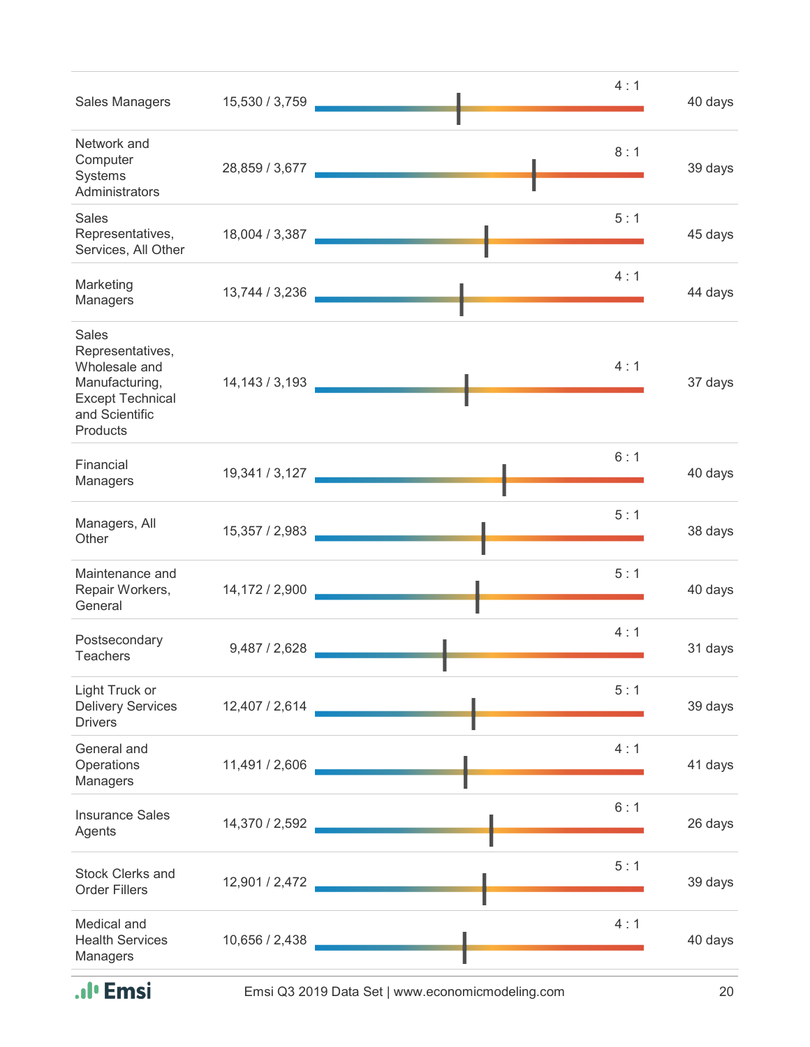| Occupation | Postings | Ratio | Time to fill |
|---|---|---|---|
| Sales Managers | 15,530 / 3,759 | 4 : 1 | 40 days |
| Network and Computer Systems Administrators | 28,859 / 3,677 | 8 : 1 | 39 days |
| Sales Representatives, Services, All Other | 18,004 / 3,387 | 5 : 1 | 45 days |
| Marketing Managers | 13,744 / 3,236 | 4 : 1 | 44 days |
| Sales Representatives, Wholesale and Manufacturing, Except Technical and Scientific Products | 14,143 / 3,193 | 4 : 1 | 37 days |
| Financial Managers | 19,341 / 3,127 | 6 : 1 | 40 days |
| Managers, All Other | 15,357 / 2,983 | 5 : 1 | 38 days |
| Maintenance and Repair Workers, General | 14,172 / 2,900 | 5 : 1 | 40 days |
| Postsecondary Teachers | 9,487 / 2,628 | 4 : 1 | 31 days |
| Light Truck or Delivery Services Drivers | 12,407 / 2,614 | 5 : 1 | 39 days |
| General and Operations Managers | 11,491 / 2,606 | 4 : 1 | 41 days |
| Insurance Sales Agents | 14,370 / 2,592 | 6 : 1 | 26 days |
| Stock Clerks and Order Fillers | 12,901 / 2,472 | 5 : 1 | 39 days |
| Medical and Health Services Managers | 10,656 / 2,438 | 4 : 1 | 40 days |

Emsi Q3 2019 Data Set | www.economicmodeling.com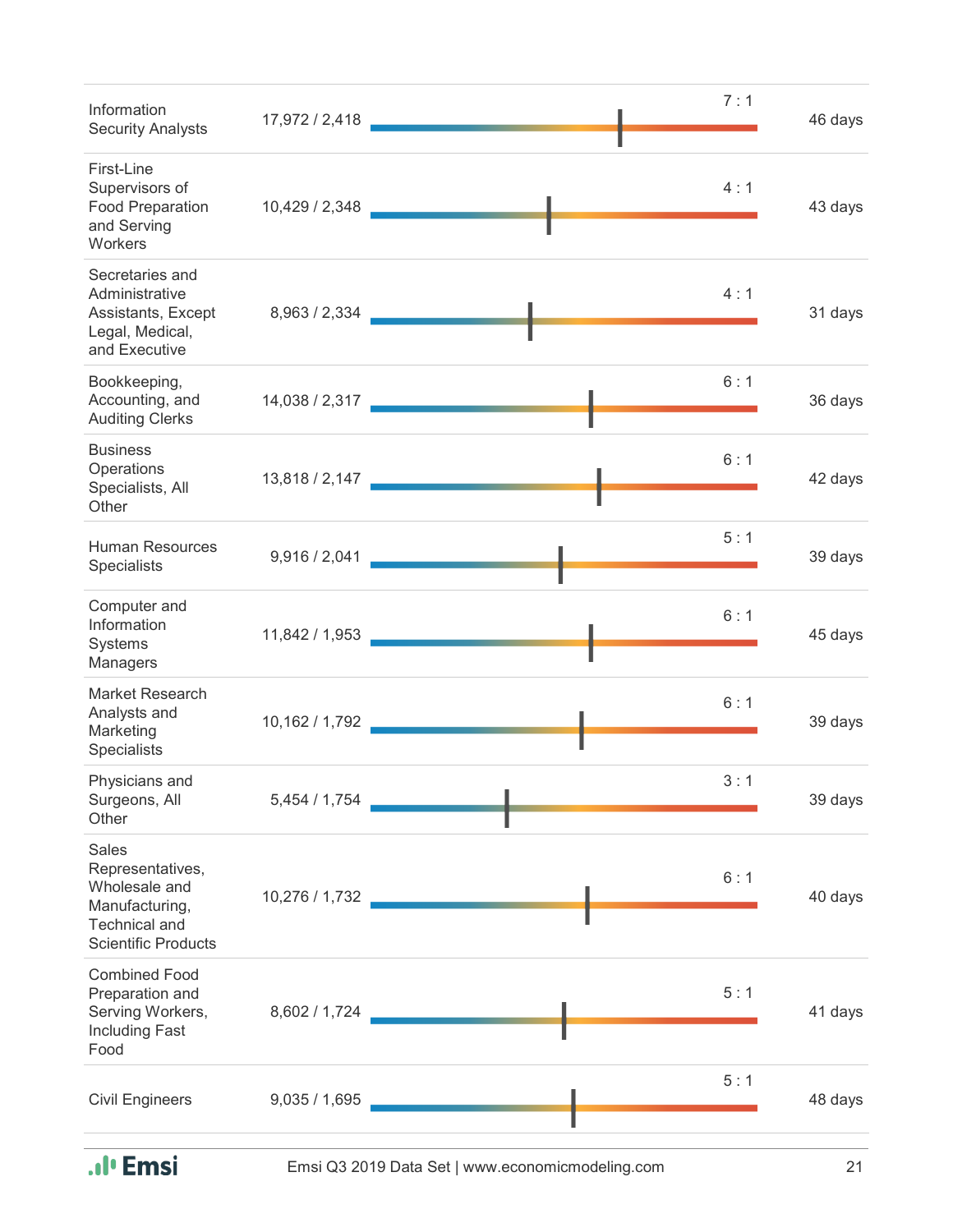| Occupation | Postings / Hires | Ratio | Days |
|---|---|---|---|
| Information Security Analysts | 17,972 / 2,418 | 7 : 1 | 46 days |
| First-Line Supervisors of Food Preparation and Serving Workers | 10,429 / 2,348 | 4 : 1 | 43 days |
| Secretaries and Administrative Assistants, Except Legal, Medical, and Executive | 8,963 / 2,334 | 4 : 1 | 31 days |
| Bookkeeping, Accounting, and Auditing Clerks | 14,038 / 2,317 | 6 : 1 | 36 days |
| Business Operations Specialists, All Other | 13,818 / 2,147 | 6 : 1 | 42 days |
| Human Resources Specialists | 9,916 / 2,041 | 5 : 1 | 39 days |
| Computer and Information Systems Managers | 11,842 / 1,953 | 6 : 1 | 45 days |
| Market Research Analysts and Marketing Specialists | 10,162 / 1,792 | 6 : 1 | 39 days |
| Physicians and Surgeons, All Other | 5,454 / 1,754 | 3 : 1 | 39 days |
| Sales Representatives, Wholesale and Manufacturing, Technical and Scientific Products | 10,276 / 1,732 | 6 : 1 | 40 days |
| Combined Food Preparation and Serving Workers, Including Fast Food | 8,602 / 1,724 | 5 : 1 | 41 days |
| Civil Engineers | 9,035 / 1,695 | 5 : 1 | 48 days |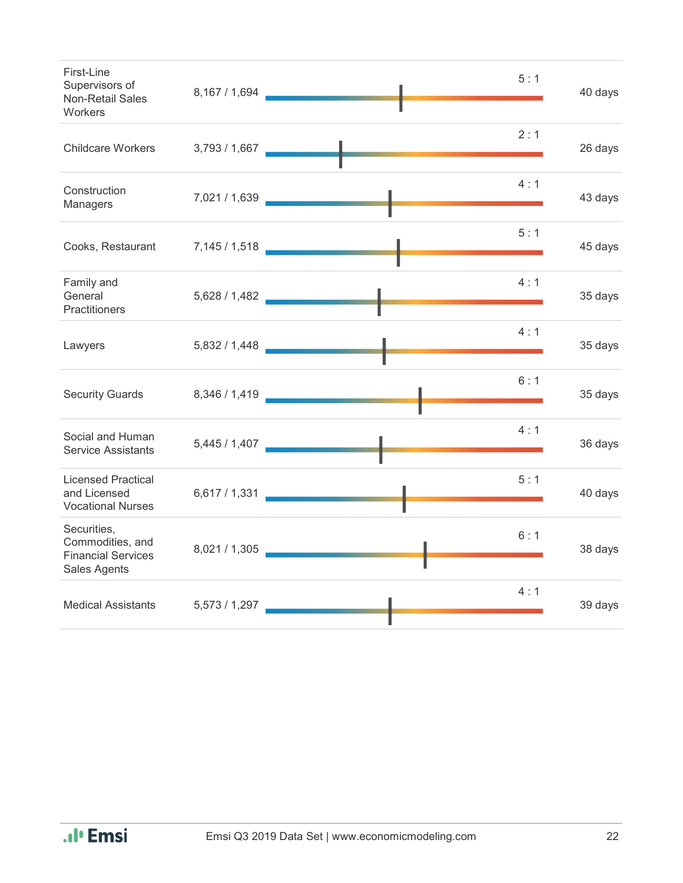| | | | |
|---|---|---|---|
| First-Line Supervisors of Non-Retail Sales Workers | 8,167 / 1,694 | 5 : 1 | 40 days |
| Childcare Workers | 3,793 / 1,667 | 2 : 1 | 26 days |
| Construction Managers | 7,021 / 1,639 | 4 : 1 | 43 days |
| Cooks, Restaurant | 7,145 / 1,518 | 5 : 1 | 45 days |
| Family and General Practitioners | 5,628 / 1,482 | 4 : 1 | 35 days |
| Lawyers | 5,832 / 1,448 | 4 : 1 | 35 days |
| Security Guards | 8,346 / 1,419 | 6 : 1 | 35 days |
| Social and Human Service Assistants | 5,445 / 1,407 | 4 : 1 | 36 days |
| Licensed Practical and Licensed Vocational Nurses | 6,617 / 1,331 | 5 : 1 | 40 days |
| Securities, Commodities, and Financial Services Sales Agents | 8,021 / 1,305 | 6 : 1 | 38 days |
| Medical Assistants | 5,573 / 1,297 | 4 : 1 | 39 days |

Emsi Q3 2019 Data Set | www.economicmodeling.com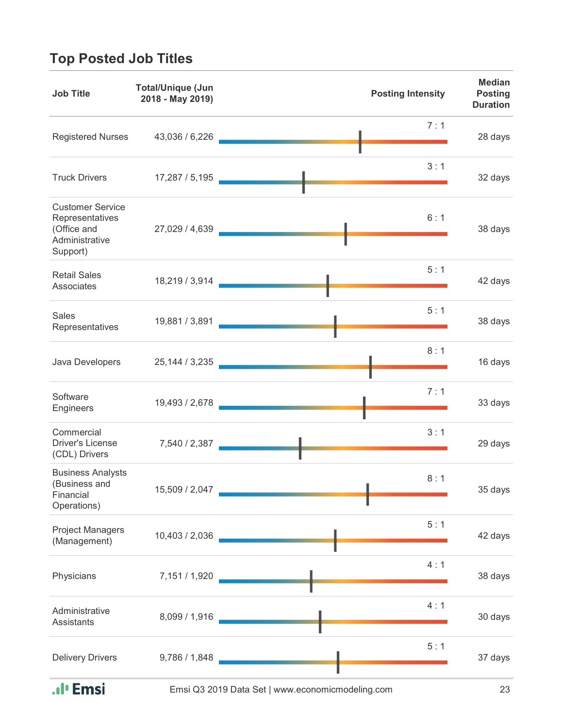## Top Posted Job Titles

| Job Title | Total/Unique (Jun 2018 - May 2019) | Posting Intensity | Median Posting Duration |
|---|---|---|---|
| Registered Nurses | 43,036 / 6,226 | 7 : 1 | 28 days |
| Truck Drivers | 17,287 / 5,195 | 3 : 1 | 32 days |
| Customer Service Representatives (Office and Administrative Support) | 27,029 / 4,639 | 6 : 1 | 38 days |
| Retail Sales Associates | 18,219 / 3,914 | 5 : 1 | 42 days |
| Sales Representatives | 19,881 / 3,891 | 5 : 1 | 38 days |
| Java Developers | 25,144 / 3,235 | 8 : 1 | 16 days |
| Software Engineers | 19,493 / 2,678 | 7 : 1 | 33 days |
| Commercial Driver's License (CDL) Drivers | 7,540 / 2,387 | 3 : 1 | 29 days |
| Business Analysts (Business and Financial Operations) | 15,509 / 2,047 | 8 : 1 | 35 days |
| Project Managers (Management) | 10,403 / 2,036 | 5 : 1 | 42 days |
| Physicians | 7,151 / 1,920 | 4 : 1 | 38 days |
| Administrative Assistants | 8,099 / 1,916 | 4 : 1 | 30 days |
| Delivery Drivers | 9,786 / 1,848 | 5 : 1 | 37 days |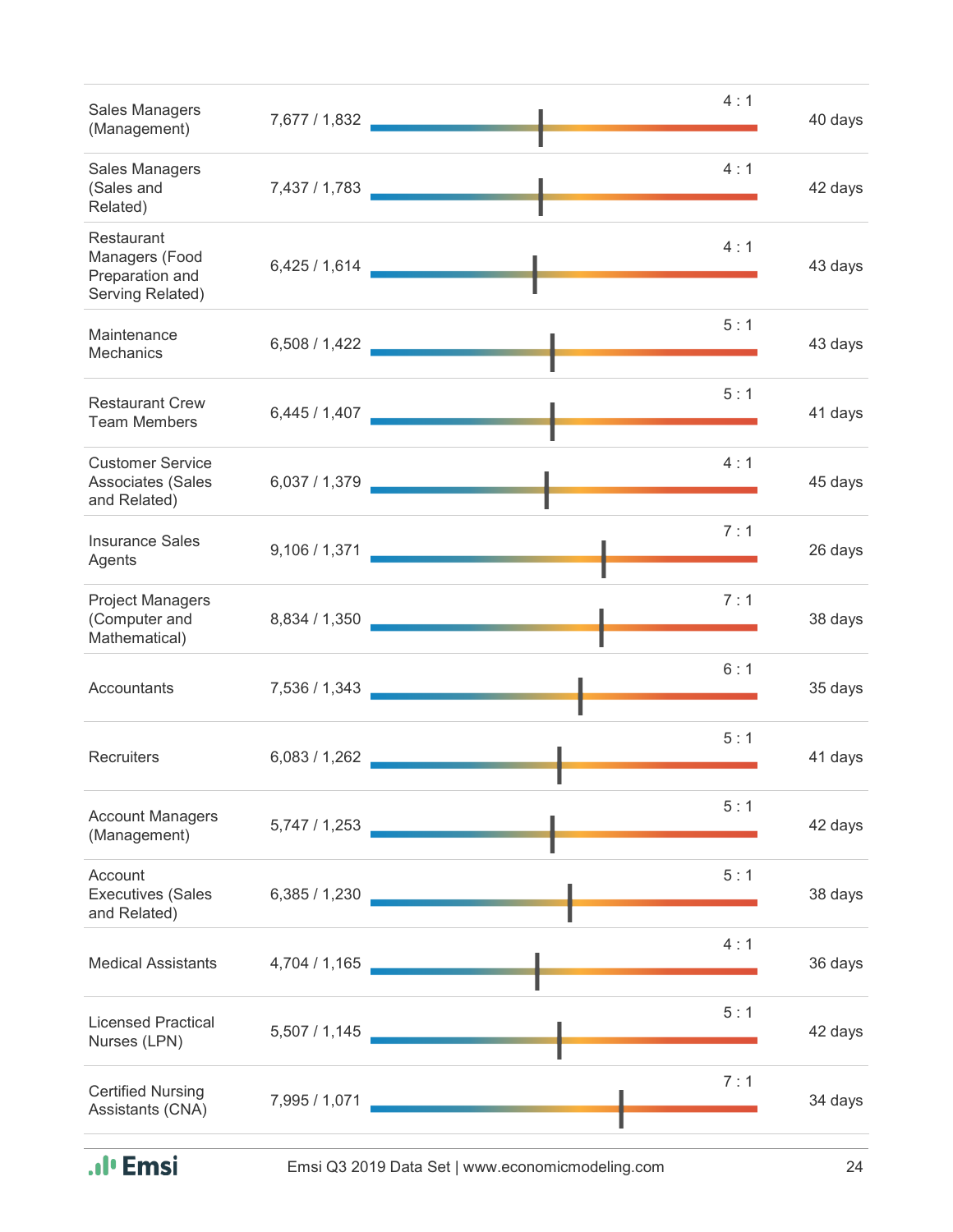| Occupation | Postings / Hires | Ratio | Days |
|---|---|---|---|
| Sales Managers (Management) | 7,677 / 1,832 | 4 : 1 | 40 days |
| Sales Managers (Sales and Related) | 7,437 / 1,783 | 4 : 1 | 42 days |
| Restaurant Managers (Food Preparation and Serving Related) | 6,425 / 1,614 | 4 : 1 | 43 days |
| Maintenance Mechanics | 6,508 / 1,422 | 5 : 1 | 43 days |
| Restaurant Crew Team Members | 6,445 / 1,407 | 5 : 1 | 41 days |
| Customer Service Associates (Sales and Related) | 6,037 / 1,379 | 4 : 1 | 45 days |
| Insurance Sales Agents | 9,106 / 1,371 | 7 : 1 | 26 days |
| Project Managers (Computer and Mathematical) | 8,834 / 1,350 | 7 : 1 | 38 days |
| Accountants | 7,536 / 1,343 | 6 : 1 | 35 days |
| Recruiters | 6,083 / 1,262 | 5 : 1 | 41 days |
| Account Managers (Management) | 5,747 / 1,253 | 5 : 1 | 42 days |
| Account Executives (Sales and Related) | 6,385 / 1,230 | 5 : 1 | 38 days |
| Medical Assistants | 4,704 / 1,165 | 4 : 1 | 36 days |
| Licensed Practical Nurses (LPN) | 5,507 / 1,145 | 5 : 1 | 42 days |
| Certified Nursing Assistants (CNA) | 7,995 / 1,071 | 7 : 1 | 34 days |

Emsi Q3 2019 Data Set | www.economicmodeling.com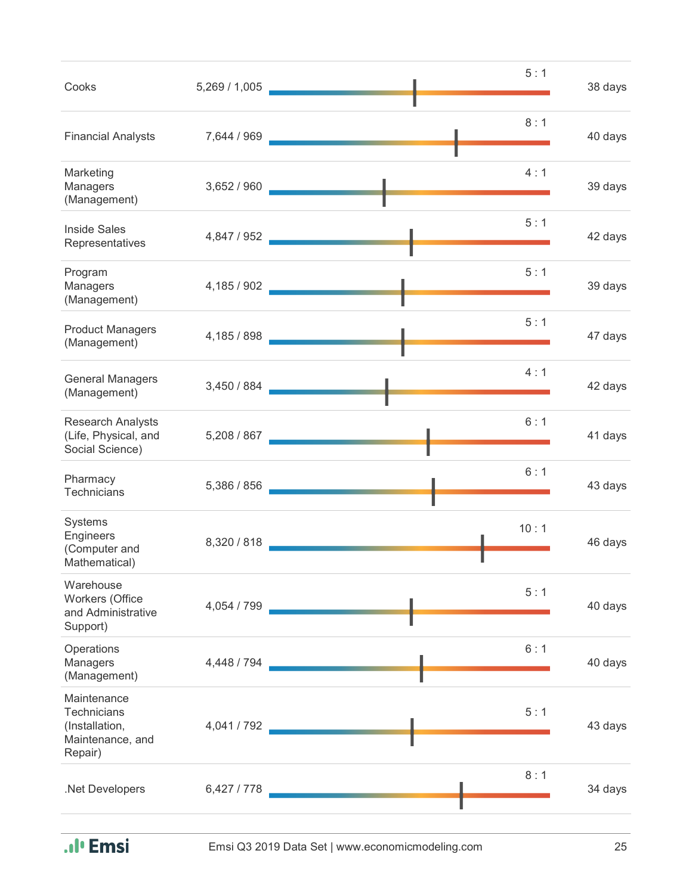| Occupation | Postings | Ratio | Days |
|---|---|---|---|
| Cooks | 5,269 / 1,005 | 5 : 1 | 38 days |
| Financial Analysts | 7,644 / 969 | 8 : 1 | 40 days |
| Marketing Managers (Management) | 3,652 / 960 | 4 : 1 | 39 days |
| Inside Sales Representatives | 4,847 / 952 | 5 : 1 | 42 days |
| Program Managers (Management) | 4,185 / 902 | 5 : 1 | 39 days |
| Product Managers (Management) | 4,185 / 898 | 5 : 1 | 47 days |
| General Managers (Management) | 3,450 / 884 | 4 : 1 | 42 days |
| Research Analysts (Life, Physical, and Social Science) | 5,208 / 867 | 6 : 1 | 41 days |
| Pharmacy Technicians | 5,386 / 856 | 6 : 1 | 43 days |
| Systems Engineers (Computer and Mathematical) | 8,320 / 818 | 10 : 1 | 46 days |
| Warehouse Workers (Office and Administrative Support) | 4,054 / 799 | 5 : 1 | 40 days |
| Operations Managers (Management) | 4,448 / 794 | 6 : 1 | 40 days |
| Maintenance Technicians (Installation, Maintenance, and Repair) | 4,041 / 792 | 5 : 1 | 43 days |
| .Net Developers | 6,427 / 778 | 8 : 1 | 34 days |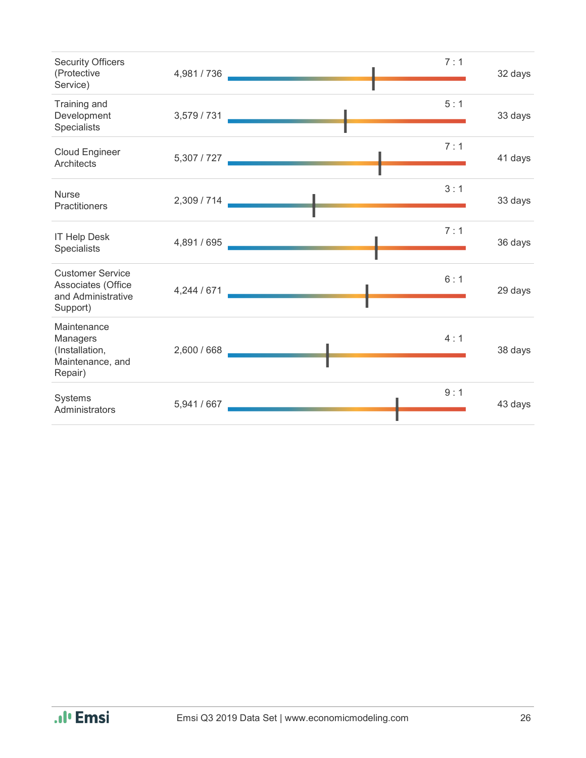| Occupation | Postings | Ratio | Days |
|---|---|---|---|
| Security Officers (Protective Service) | 4,981 / 736 | 7 : 1 | 32 days |
| Training and Development Specialists | 3,579 / 731 | 5 : 1 | 33 days |
| Cloud Engineer Architects | 5,307 / 727 | 7 : 1 | 41 days |
| Nurse Practitioners | 2,309 / 714 | 3 : 1 | 33 days |
| IT Help Desk Specialists | 4,891 / 695 | 7 : 1 | 36 days |
| Customer Service Associates (Office and Administrative Support) | 4,244 / 671 | 6 : 1 | 29 days |
| Maintenance Managers (Installation, Maintenance, and Repair) | 2,600 / 668 | 4 : 1 | 38 days |
| Systems Administrators | 5,941 / 667 | 9 : 1 | 43 days |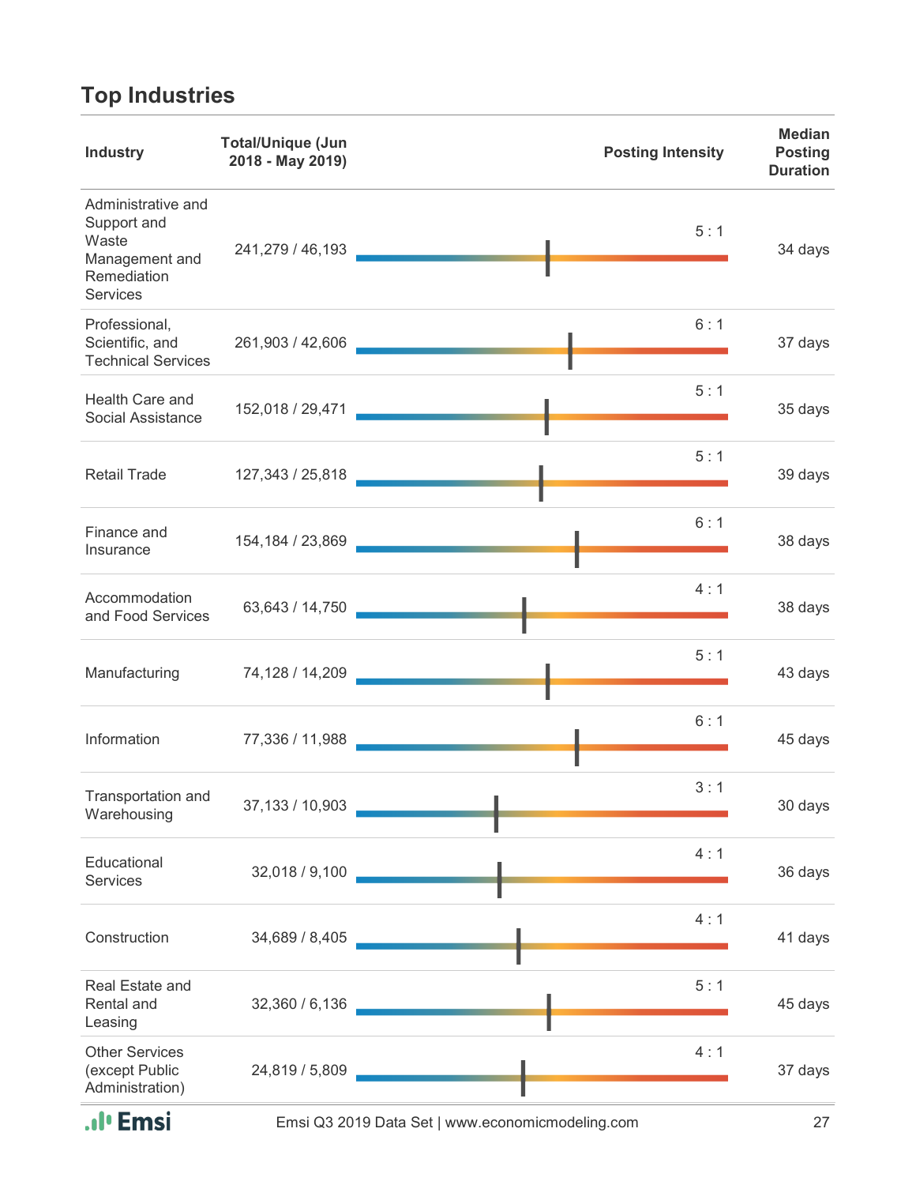## Top Industries

| Industry | Total/Unique (Jun 2018 - May 2019) | Posting Intensity | Median Posting Duration |
|---|---|---|---|
| Administrative and Support and Waste Management and Remediation Services | 241,279 / 46,193 | 5 : 1 | 34 days |
| Professional, Scientific, and Technical Services | 261,903 / 42,606 | 6 : 1 | 37 days |
| Health Care and Social Assistance | 152,018 / 29,471 | 5 : 1 | 35 days |
| Retail Trade | 127,343 / 25,818 | 5 : 1 | 39 days |
| Finance and Insurance | 154,184 / 23,869 | 6 : 1 | 38 days |
| Accommodation and Food Services | 63,643 / 14,750 | 4 : 1 | 38 days |
| Manufacturing | 74,128 / 14,209 | 5 : 1 | 43 days |
| Information | 77,336 / 11,988 | 6 : 1 | 45 days |
| Transportation and Warehousing | 37,133 / 10,903 | 3 : 1 | 30 days |
| Educational Services | 32,018 / 9,100 | 4 : 1 | 36 days |
| Construction | 34,689 / 8,405 | 4 : 1 | 41 days |
| Real Estate and Rental and Leasing | 32,360 / 6,136 | 5 : 1 | 45 days |
| Other Services (except Public Administration) | 24,819 / 5,809 | 4 : 1 | 37 days |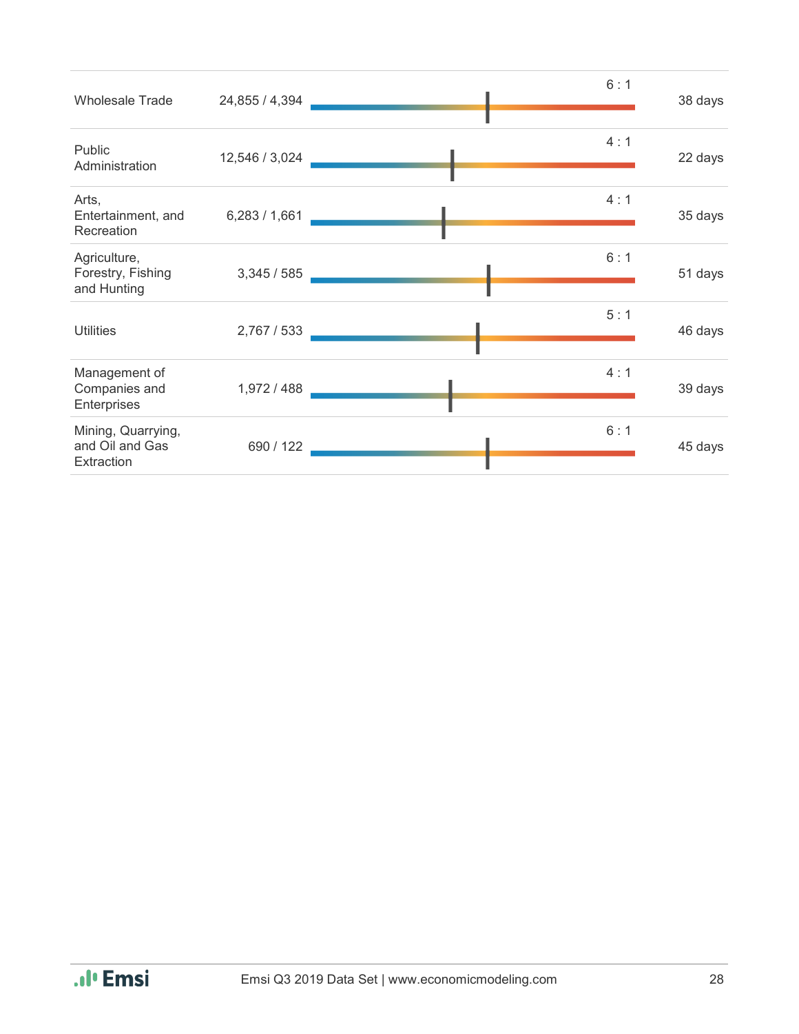| Industry | | Ratio | |
|---|---|---|---|
| Wholesale Trade | 24,855 / 4,394 | 6 : 1 | 38 days |
| Public Administration | 12,546 / 3,024 | 4 : 1 | 22 days |
| Arts, Entertainment, and Recreation | 6,283 / 1,661 | 4 : 1 | 35 days |
| Agriculture, Forestry, Fishing and Hunting | 3,345 / 585 | 6 : 1 | 51 days |
| Utilities | 2,767 / 533 | 5 : 1 | 46 days |
| Management of Companies and Enterprises | 1,972 / 488 | 4 : 1 | 39 days |
| Mining, Quarrying, and Oil and Gas Extraction | 690 / 122 | 6 : 1 | 45 days |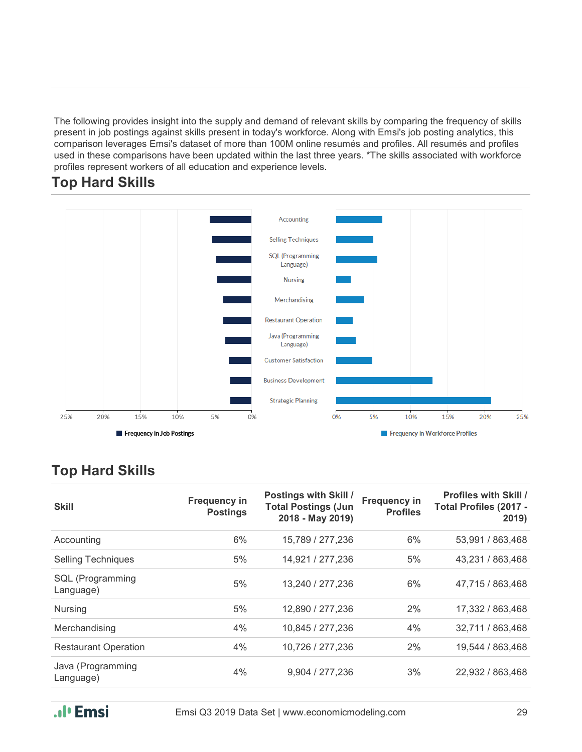The following provides insight into the supply and demand of relevant skills by comparing the frequency of skills present in job postings against skills present in today's workforce. Along with Emsi's job posting analytics, this comparison leverages Emsi's dataset of more than 100M online resumés and profiles. All resumés and profiles used in these comparisons have been updated within the last three years. *The skills associated with workforce profiles represent workers of all education and experience levels.

## Top Hard Skills

Accounting
Selling Techniques
SQL (Programming Language)
Nursing
Merchandising
Restaurant Operation
Java (Programming Language)
Customer Satisfaction
Business Development
Strategic Planning

25% 20% 15% 10% 5% 0% | 0% 5% 10% 15% 20% 25%

Frequency in Job Postings | Frequency in Workforce Profiles

## Top Hard Skills

| Skill | Frequency in Postings | Postings with Skill / Total Postings (Jun 2018 - May 2019) | Frequency in Profiles | Profiles with Skill / Total Profiles (2017 - 2019) |
|---|---|---|---|---|
| Accounting | 6% | 15,789 / 277,236 | 6% | 53,991 / 863,468 |
| Selling Techniques | 5% | 14,921 / 277,236 | 5% | 43,231 / 863,468 |
| SQL (Programming Language) | 5% | 13,240 / 277,236 | 6% | 47,715 / 863,468 |
| Nursing | 5% | 12,890 / 277,236 | 2% | 17,332 / 863,468 |
| Merchandising | 4% | 10,845 / 277,236 | 4% | 32,711 / 863,468 |
| Restaurant Operation | 4% | 10,726 / 277,236 | 2% | 19,544 / 863,468 |
| Java (Programming Language) | 4% | 9,904 / 277,236 | 3% | 22,932 / 863,468 |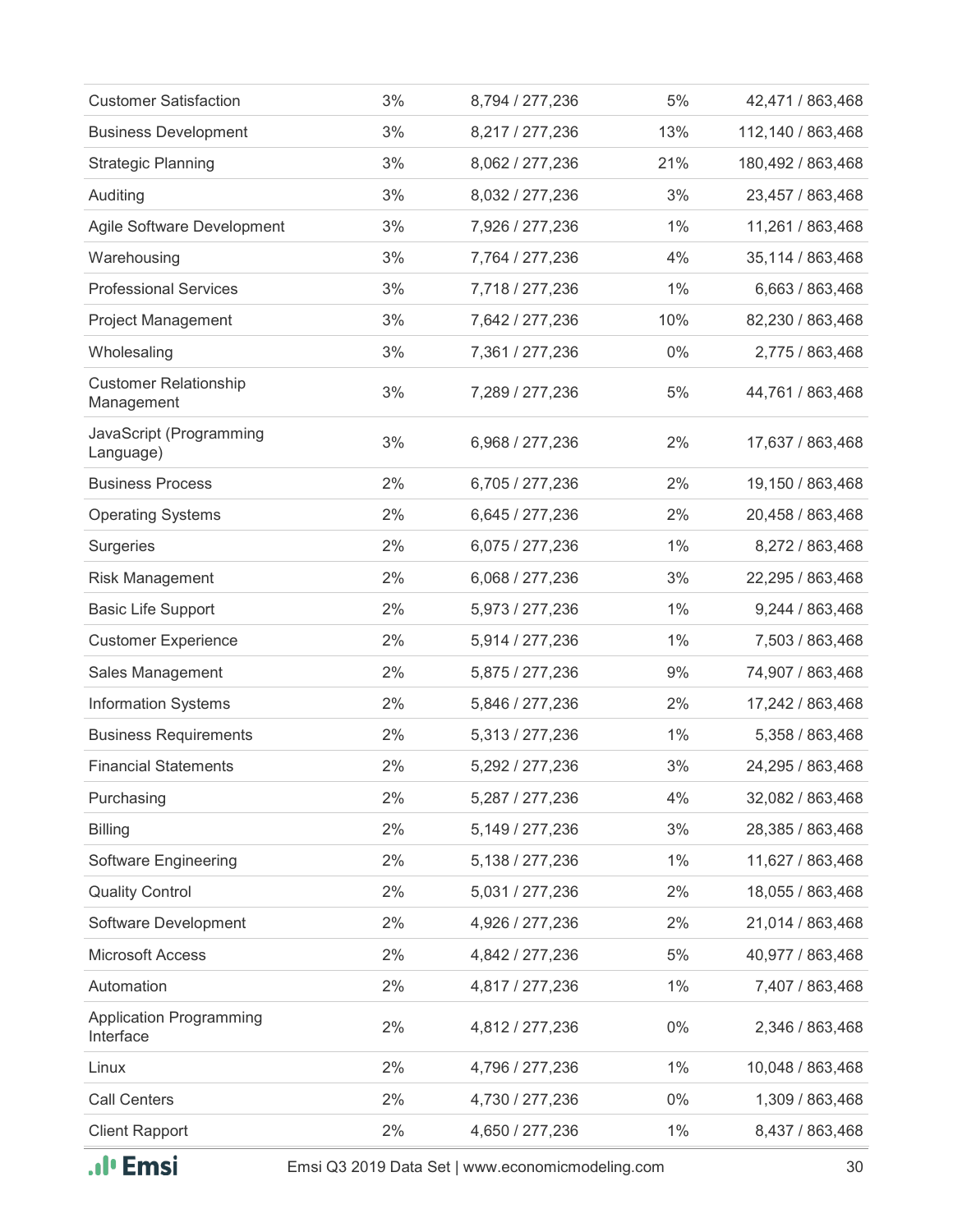| | | | | |
|---|---|---|---|---|
| Customer Satisfaction | 3% | 8,794 / 277,236 | 5% | 42,471 / 863,468 |
| Business Development | 3% | 8,217 / 277,236 | 13% | 112,140 / 863,468 |
| Strategic Planning | 3% | 8,062 / 277,236 | 21% | 180,492 / 863,468 |
| Auditing | 3% | 8,032 / 277,236 | 3% | 23,457 / 863,468 |
| Agile Software Development | 3% | 7,926 / 277,236 | 1% | 11,261 / 863,468 |
| Warehousing | 3% | 7,764 / 277,236 | 4% | 35,114 / 863,468 |
| Professional Services | 3% | 7,718 / 277,236 | 1% | 6,663 / 863,468 |
| Project Management | 3% | 7,642 / 277,236 | 10% | 82,230 / 863,468 |
| Wholesaling | 3% | 7,361 / 277,236 | 0% | 2,775 / 863,468 |
| Customer Relationship Management | 3% | 7,289 / 277,236 | 5% | 44,761 / 863,468 |
| JavaScript (Programming Language) | 3% | 6,968 / 277,236 | 2% | 17,637 / 863,468 |
| Business Process | 2% | 6,705 / 277,236 | 2% | 19,150 / 863,468 |
| Operating Systems | 2% | 6,645 / 277,236 | 2% | 20,458 / 863,468 |
| Surgeries | 2% | 6,075 / 277,236 | 1% | 8,272 / 863,468 |
| Risk Management | 2% | 6,068 / 277,236 | 3% | 22,295 / 863,468 |
| Basic Life Support | 2% | 5,973 / 277,236 | 1% | 9,244 / 863,468 |
| Customer Experience | 2% | 5,914 / 277,236 | 1% | 7,503 / 863,468 |
| Sales Management | 2% | 5,875 / 277,236 | 9% | 74,907 / 863,468 |
| Information Systems | 2% | 5,846 / 277,236 | 2% | 17,242 / 863,468 |
| Business Requirements | 2% | 5,313 / 277,236 | 1% | 5,358 / 863,468 |
| Financial Statements | 2% | 5,292 / 277,236 | 3% | 24,295 / 863,468 |
| Purchasing | 2% | 5,287 / 277,236 | 4% | 32,082 / 863,468 |
| Billing | 2% | 5,149 / 277,236 | 3% | 28,385 / 863,468 |
| Software Engineering | 2% | 5,138 / 277,236 | 1% | 11,627 / 863,468 |
| Quality Control | 2% | 5,031 / 277,236 | 2% | 18,055 / 863,468 |
| Software Development | 2% | 4,926 / 277,236 | 2% | 21,014 / 863,468 |
| Microsoft Access | 2% | 4,842 / 277,236 | 5% | 40,977 / 863,468 |
| Automation | 2% | 4,817 / 277,236 | 1% | 7,407 / 863,468 |
| Application Programming Interface | 2% | 4,812 / 277,236 | 0% | 2,346 / 863,468 |
| Linux | 2% | 4,796 / 277,236 | 1% | 10,048 / 863,468 |
| Call Centers | 2% | 4,730 / 277,236 | 0% | 1,309 / 863,468 |
| Client Rapport | 2% | 4,650 / 277,236 | 1% | 8,437 / 863,468 |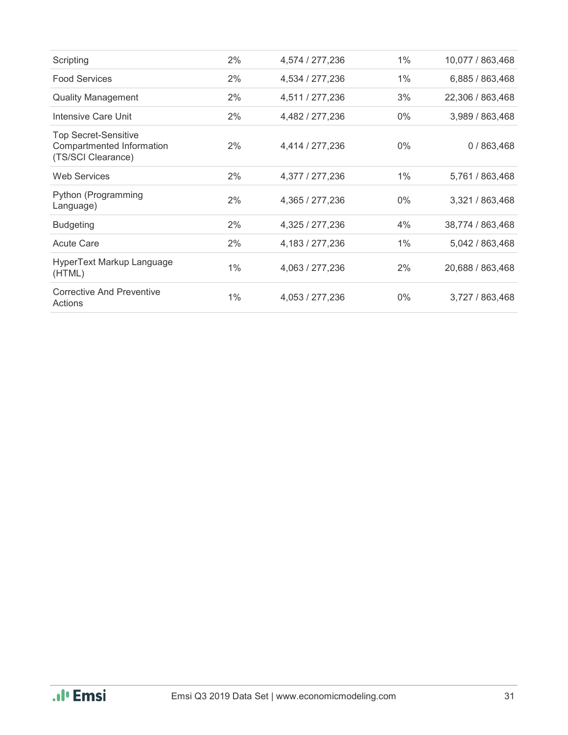| | | | | |
|---|---|---|---|---|
| Scripting | 2% | 4,574 / 277,236 | 1% | 10,077 / 863,468 |
| Food Services | 2% | 4,534 / 277,236 | 1% | 6,885 / 863,468 |
| Quality Management | 2% | 4,511 / 277,236 | 3% | 22,306 / 863,468 |
| Intensive Care Unit | 2% | 4,482 / 277,236 | 0% | 3,989 / 863,468 |
| Top Secret-Sensitive Compartmented Information (TS/SCI Clearance) | 2% | 4,414 / 277,236 | 0% | 0 / 863,468 |
| Web Services | 2% | 4,377 / 277,236 | 1% | 5,761 / 863,468 |
| Python (Programming Language) | 2% | 4,365 / 277,236 | 0% | 3,321 / 863,468 |
| Budgeting | 2% | 4,325 / 277,236 | 4% | 38,774 / 863,468 |
| Acute Care | 2% | 4,183 / 277,236 | 1% | 5,042 / 863,468 |
| HyperText Markup Language (HTML) | 1% | 4,063 / 277,236 | 2% | 20,688 / 863,468 |
| Corrective And Preventive Actions | 1% | 4,053 / 277,236 | 0% | 3,727 / 863,468 |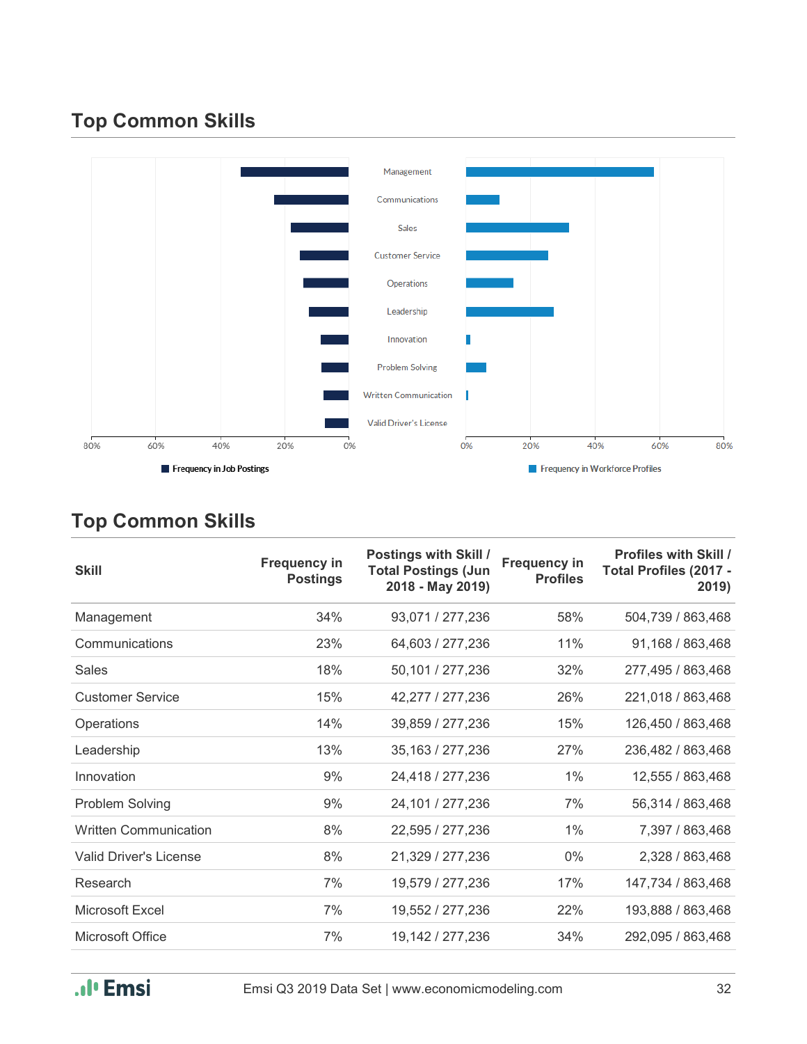## Top Common Skills

Management
Communications
Sales
Customer Service
Operations
Leadership
Innovation
Problem Solving
Written Communication
Valid Driver's License

80% 60% 40% 20% 0% 0% 20% 40% 60% 80%

Frequency in Job Postings    Frequency in Workforce Profiles

## Top Common Skills

| Skill | Frequency in Postings | Postings with Skill / Total Postings (Jun 2018 - May 2019) | Frequency in Profiles | Profiles with Skill / Total Profiles (2017 - 2019) |
|---|---|---|---|---|
| Management | 34% | 93,071 / 277,236 | 58% | 504,739 / 863,468 |
| Communications | 23% | 64,603 / 277,236 | 11% | 91,168 / 863,468 |
| Sales | 18% | 50,101 / 277,236 | 32% | 277,495 / 863,468 |
| Customer Service | 15% | 42,277 / 277,236 | 26% | 221,018 / 863,468 |
| Operations | 14% | 39,859 / 277,236 | 15% | 126,450 / 863,468 |
| Leadership | 13% | 35,163 / 277,236 | 27% | 236,482 / 863,468 |
| Innovation | 9% | 24,418 / 277,236 | 1% | 12,555 / 863,468 |
| Problem Solving | 9% | 24,101 / 277,236 | 7% | 56,314 / 863,468 |
| Written Communication | 8% | 22,595 / 277,236 | 1% | 7,397 / 863,468 |
| Valid Driver's License | 8% | 21,329 / 277,236 | 0% | 2,328 / 863,468 |
| Research | 7% | 19,579 / 277,236 | 17% | 147,734 / 863,468 |
| Microsoft Excel | 7% | 19,552 / 277,236 | 22% | 193,888 / 863,468 |
| Microsoft Office | 7% | 19,142 / 277,236 | 34% | 292,095 / 863,468 |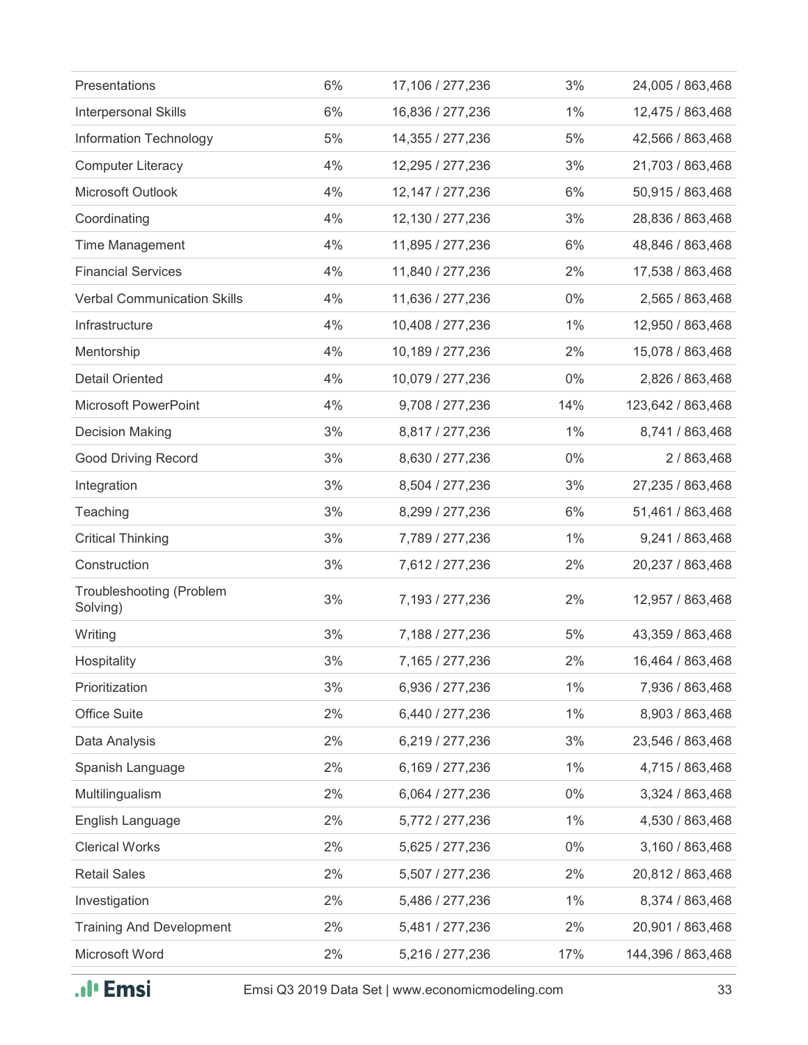| | | | | |
|---|---|---|---|---|
| Presentations | 6% | 17,106 / 277,236 | 3% | 24,005 / 863,468 |
| Interpersonal Skills | 6% | 16,836 / 277,236 | 1% | 12,475 / 863,468 |
| Information Technology | 5% | 14,355 / 277,236 | 5% | 42,566 / 863,468 |
| Computer Literacy | 4% | 12,295 / 277,236 | 3% | 21,703 / 863,468 |
| Microsoft Outlook | 4% | 12,147 / 277,236 | 6% | 50,915 / 863,468 |
| Coordinating | 4% | 12,130 / 277,236 | 3% | 28,836 / 863,468 |
| Time Management | 4% | 11,895 / 277,236 | 6% | 48,846 / 863,468 |
| Financial Services | 4% | 11,840 / 277,236 | 2% | 17,538 / 863,468 |
| Verbal Communication Skills | 4% | 11,636 / 277,236 | 0% | 2,565 / 863,468 |
| Infrastructure | 4% | 10,408 / 277,236 | 1% | 12,950 / 863,468 |
| Mentorship | 4% | 10,189 / 277,236 | 2% | 15,078 / 863,468 |
| Detail Oriented | 4% | 10,079 / 277,236 | 0% | 2,826 / 863,468 |
| Microsoft PowerPoint | 4% | 9,708 / 277,236 | 14% | 123,642 / 863,468 |
| Decision Making | 3% | 8,817 / 277,236 | 1% | 8,741 / 863,468 |
| Good Driving Record | 3% | 8,630 / 277,236 | 0% | 2 / 863,468 |
| Integration | 3% | 8,504 / 277,236 | 3% | 27,235 / 863,468 |
| Teaching | 3% | 8,299 / 277,236 | 6% | 51,461 / 863,468 |
| Critical Thinking | 3% | 7,789 / 277,236 | 1% | 9,241 / 863,468 |
| Construction | 3% | 7,612 / 277,236 | 2% | 20,237 / 863,468 |
| Troubleshooting (Problem Solving) | 3% | 7,193 / 277,236 | 2% | 12,957 / 863,468 |
| Writing | 3% | 7,188 / 277,236 | 5% | 43,359 / 863,468 |
| Hospitality | 3% | 7,165 / 277,236 | 2% | 16,464 / 863,468 |
| Prioritization | 3% | 6,936 / 277,236 | 1% | 7,936 / 863,468 |
| Office Suite | 2% | 6,440 / 277,236 | 1% | 8,903 / 863,468 |
| Data Analysis | 2% | 6,219 / 277,236 | 3% | 23,546 / 863,468 |
| Spanish Language | 2% | 6,169 / 277,236 | 1% | 4,715 / 863,468 |
| Multilingualism | 2% | 6,064 / 277,236 | 0% | 3,324 / 863,468 |
| English Language | 2% | 5,772 / 277,236 | 1% | 4,530 / 863,468 |
| Clerical Works | 2% | 5,625 / 277,236 | 0% | 3,160 / 863,468 |
| Retail Sales | 2% | 5,507 / 277,236 | 2% | 20,812 / 863,468 |
| Investigation | 2% | 5,486 / 277,236 | 1% | 8,374 / 863,468 |
| Training And Development | 2% | 5,481 / 277,236 | 2% | 20,901 / 863,468 |
| Microsoft Word | 2% | 5,216 / 277,236 | 17% | 144,396 / 863,468 |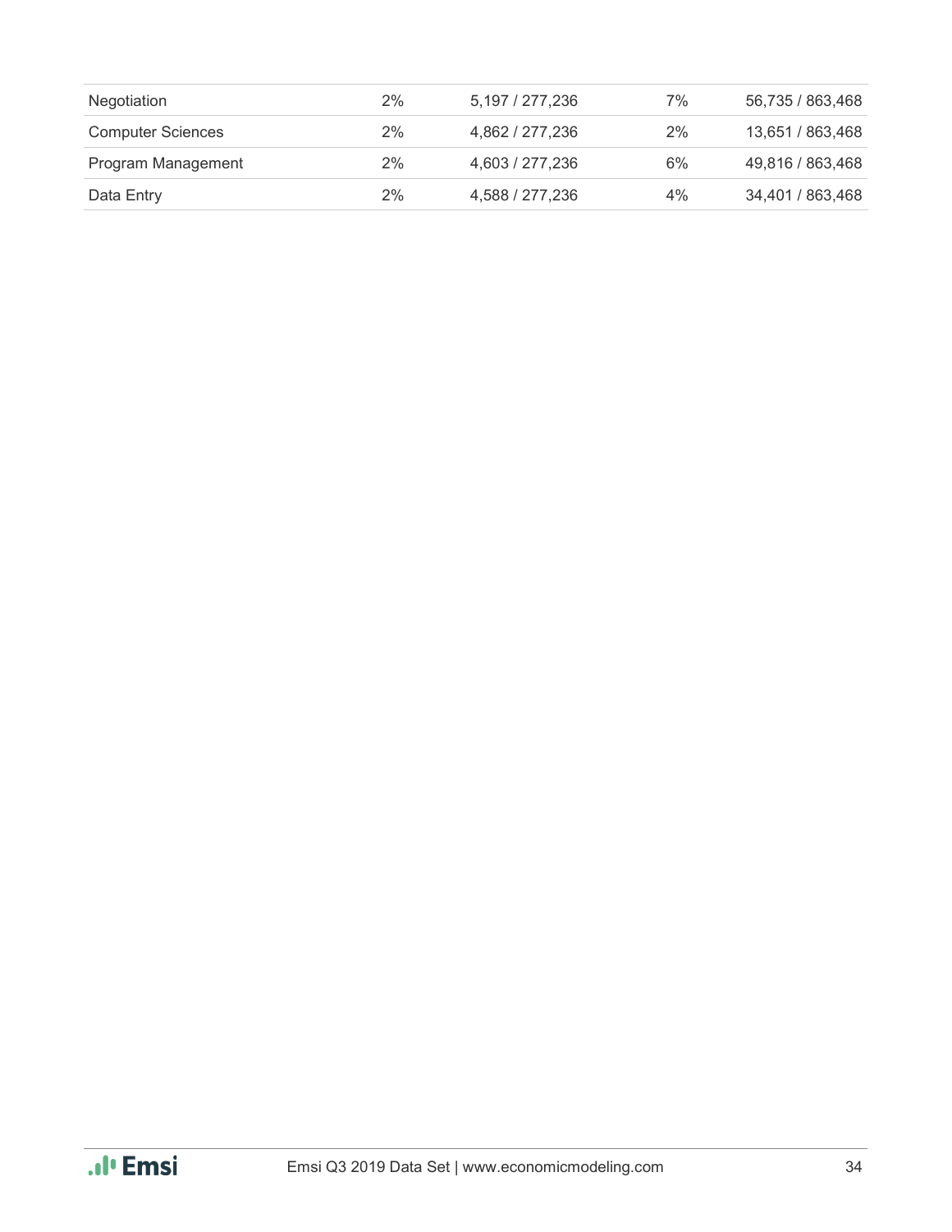| | | | | |
|---|---|---|---|---|
| Negotiation | 2% | 5,197 / 277,236 | 7% | 56,735 / 863,468 |
| Computer Sciences | 2% | 4,862 / 277,236 | 2% | 13,651 / 863,468 |
| Program Management | 2% | 4,603 / 277,236 | 6% | 49,816 / 863,468 |
| Data Entry | 2% | 4,588 / 277,236 | 4% | 34,401 / 863,468 |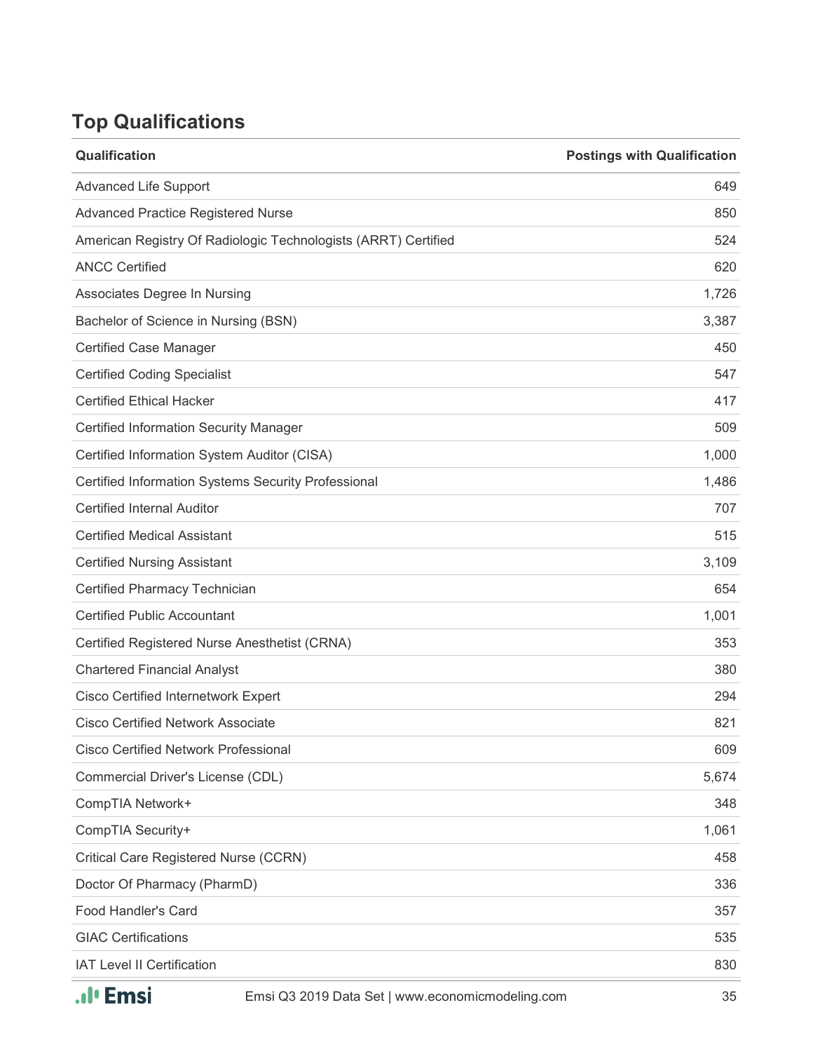## Top Qualifications

| Qualification | Postings with Qualification |
|---|---|
| Advanced Life Support | 649 |
| Advanced Practice Registered Nurse | 850 |
| American Registry Of Radiologic Technologists (ARRT) Certified | 524 |
| ANCC Certified | 620 |
| Associates Degree In Nursing | 1,726 |
| Bachelor of Science in Nursing (BSN) | 3,387 |
| Certified Case Manager | 450 |
| Certified Coding Specialist | 547 |
| Certified Ethical Hacker | 417 |
| Certified Information Security Manager | 509 |
| Certified Information System Auditor (CISA) | 1,000 |
| Certified Information Systems Security Professional | 1,486 |
| Certified Internal Auditor | 707 |
| Certified Medical Assistant | 515 |
| Certified Nursing Assistant | 3,109 |
| Certified Pharmacy Technician | 654 |
| Certified Public Accountant | 1,001 |
| Certified Registered Nurse Anesthetist (CRNA) | 353 |
| Chartered Financial Analyst | 380 |
| Cisco Certified Internetwork Expert | 294 |
| Cisco Certified Network Associate | 821 |
| Cisco Certified Network Professional | 609 |
| Commercial Driver's License (CDL) | 5,674 |
| CompTIA Network+ | 348 |
| CompTIA Security+ | 1,061 |
| Critical Care Registered Nurse (CCRN) | 458 |
| Doctor Of Pharmacy (PharmD) | 336 |
| Food Handler's Card | 357 |
| GIAC Certifications | 535 |
| IAT Level II Certification | 830 |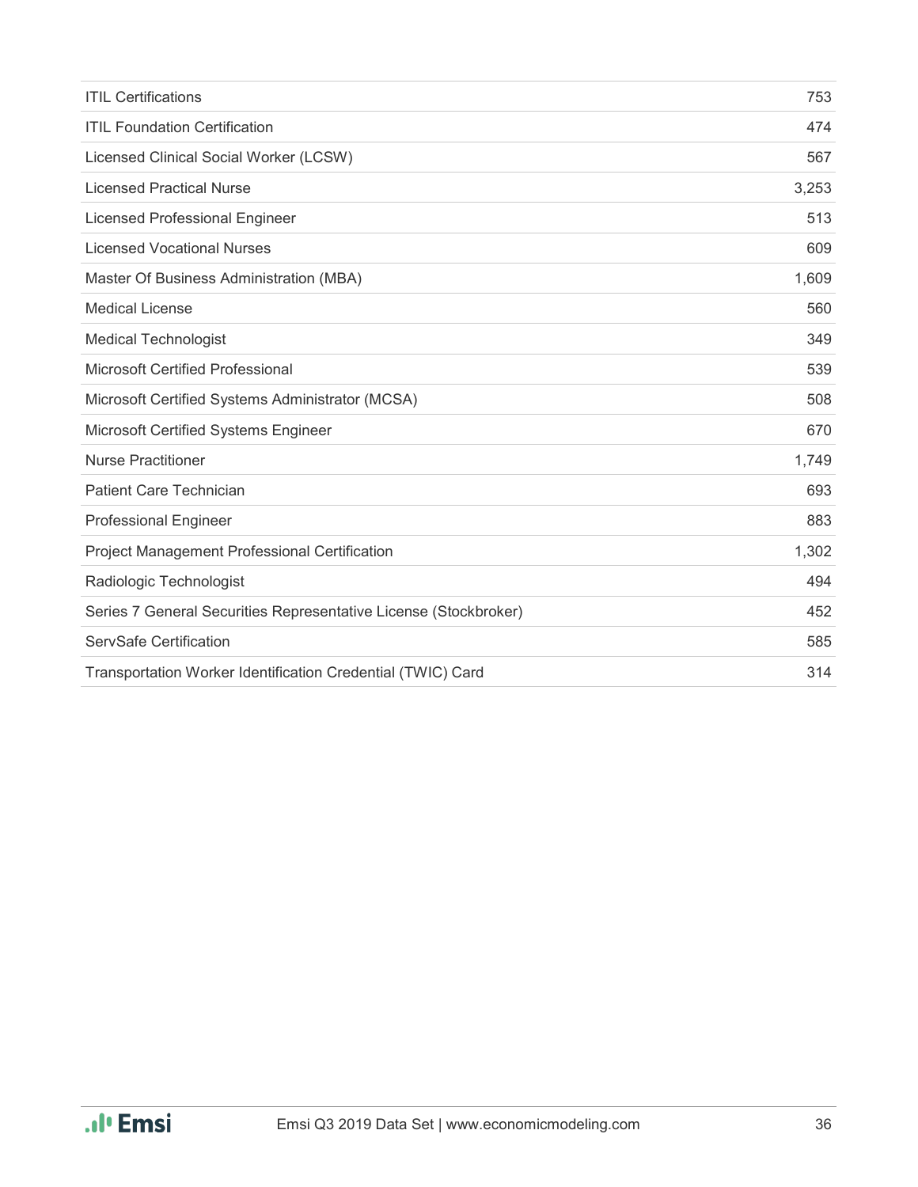| | |
|---|---|
| ITIL Certifications | 753 |
| ITIL Foundation Certification | 474 |
| Licensed Clinical Social Worker (LCSW) | 567 |
| Licensed Practical Nurse | 3,253 |
| Licensed Professional Engineer | 513 |
| Licensed Vocational Nurses | 609 |
| Master Of Business Administration (MBA) | 1,609 |
| Medical License | 560 |
| Medical Technologist | 349 |
| Microsoft Certified Professional | 539 |
| Microsoft Certified Systems Administrator (MCSA) | 508 |
| Microsoft Certified Systems Engineer | 670 |
| Nurse Practitioner | 1,749 |
| Patient Care Technician | 693 |
| Professional Engineer | 883 |
| Project Management Professional Certification | 1,302 |
| Radiologic Technologist | 494 |
| Series 7 General Securities Representative License (Stockbroker) | 452 |
| ServSafe Certification | 585 |
| Transportation Worker Identification Credential (TWIC) Card | 314 |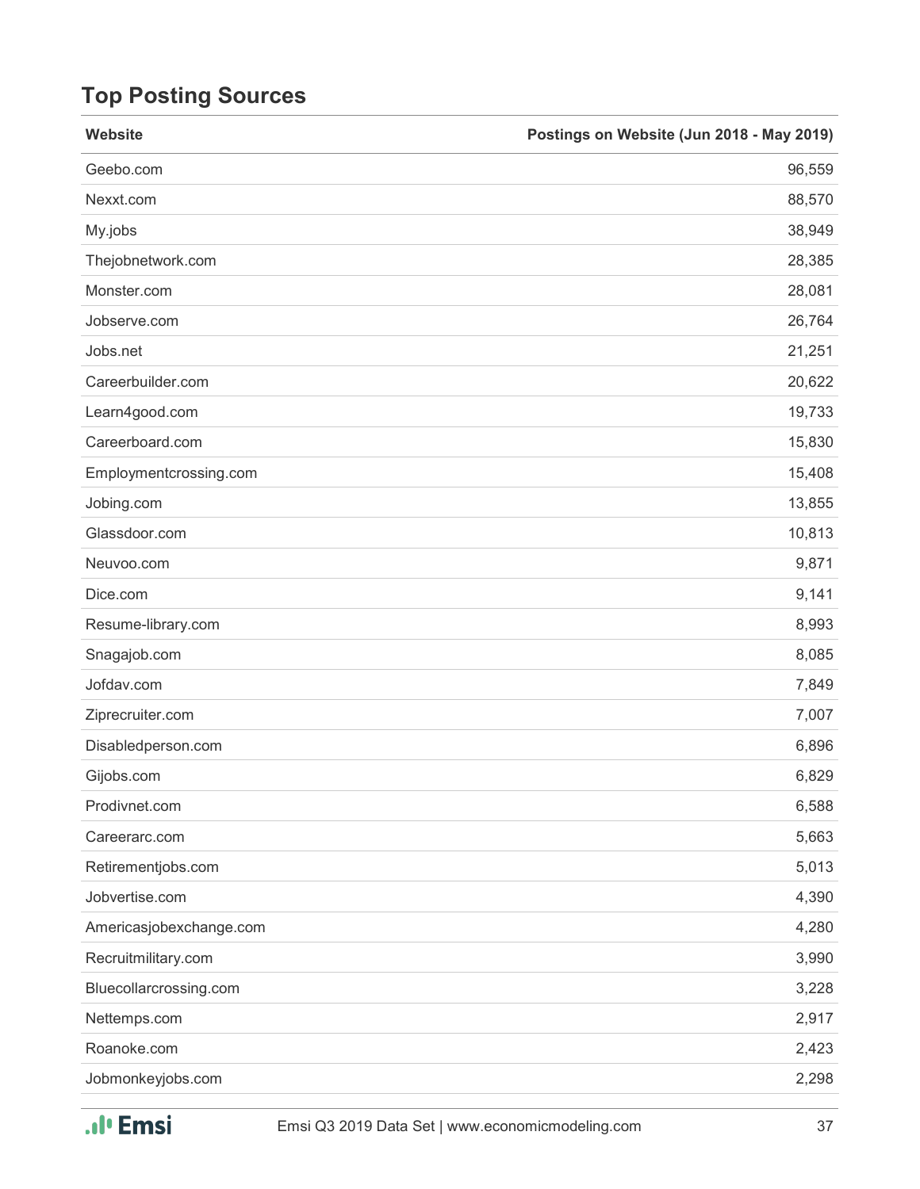## Top Posting Sources

| Website | Postings on Website (Jun 2018 - May 2019) |
|---|---:|
| Geebo.com | 96,559 |
| Nexxt.com | 88,570 |
| My.jobs | 38,949 |
| Thejobnetwork.com | 28,385 |
| Monster.com | 28,081 |
| Jobserve.com | 26,764 |
| Jobs.net | 21,251 |
| Careerbuilder.com | 20,622 |
| Learn4good.com | 19,733 |
| Careerboard.com | 15,830 |
| Employmentcrossing.com | 15,408 |
| Jobing.com | 13,855 |
| Glassdoor.com | 10,813 |
| Neuvoo.com | 9,871 |
| Dice.com | 9,141 |
| Resume-library.com | 8,993 |
| Snagajob.com | 8,085 |
| Jofdav.com | 7,849 |
| Ziprecruiter.com | 7,007 |
| Disabledperson.com | 6,896 |
| Gijobs.com | 6,829 |
| Prodivnet.com | 6,588 |
| Careerarc.com | 5,663 |
| Retirementjobs.com | 5,013 |
| Jobvertise.com | 4,390 |
| Americasjobexchange.com | 4,280 |
| Recruitmilitary.com | 3,990 |
| Bluecollarcrossing.com | 3,228 |
| Nettemps.com | 2,917 |
| Roanoke.com | 2,423 |
| Jobmonkeyjobs.com | 2,298 |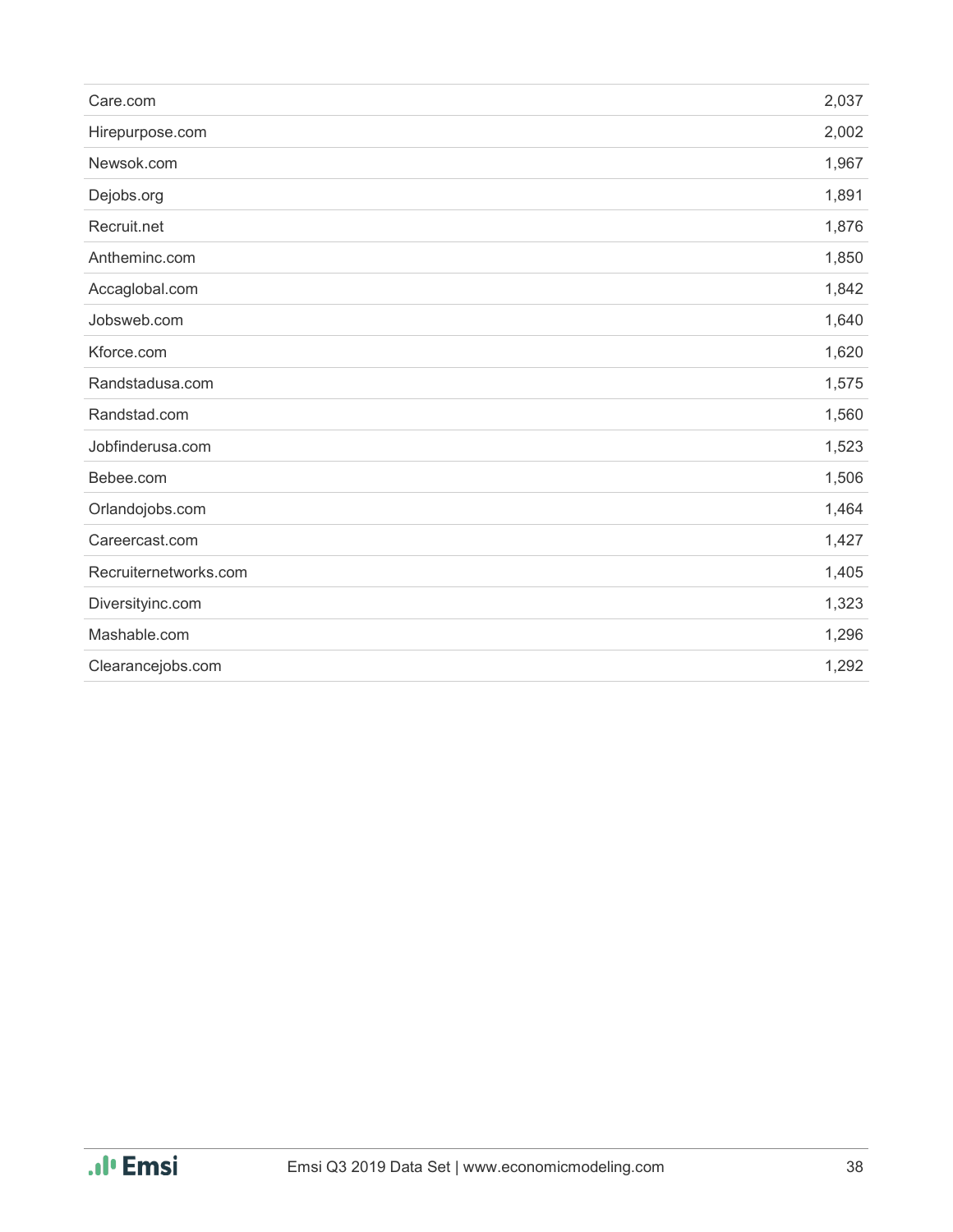| | |
|---|---|
| Care.com | 2,037 |
| Hirepurpose.com | 2,002 |
| Newsok.com | 1,967 |
| Dejobs.org | 1,891 |
| Recruit.net | 1,876 |
| Antheminc.com | 1,850 |
| Accaglobal.com | 1,842 |
| Jobsweb.com | 1,640 |
| Kforce.com | 1,620 |
| Randstadusa.com | 1,575 |
| Randstad.com | 1,560 |
| Jobfinderusa.com | 1,523 |
| Bebee.com | 1,506 |
| Orlandojobs.com | 1,464 |
| Careercast.com | 1,427 |
| Recruiternetworks.com | 1,405 |
| Diversityinc.com | 1,323 |
| Mashable.com | 1,296 |
| Clearancejobs.com | 1,292 |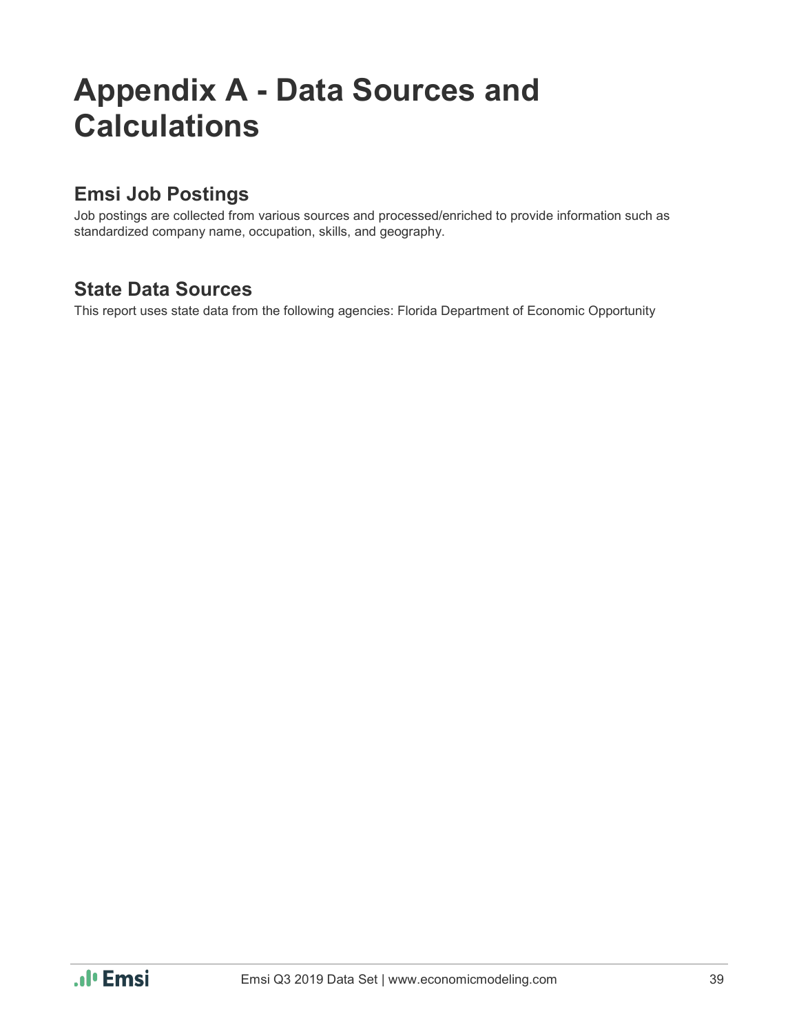# Appendix A - Data Sources and Calculations

## Emsi Job Postings

Job postings are collected from various sources and processed/enriched to provide information such as standardized company name, occupation, skills, and geography.

## State Data Sources

This report uses state data from the following agencies: Florida Department of Economic Opportunity